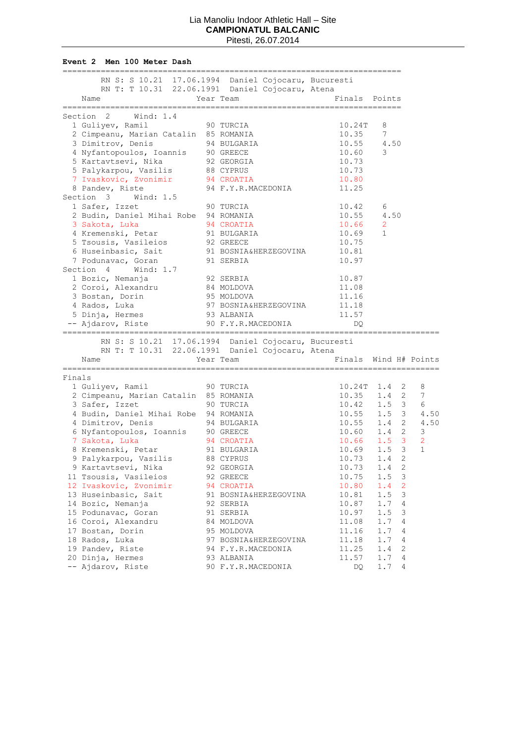Lia Manoliu Indoor Athletic Hall – Site
**CAMPIONATUL BALCANIC**
Pitesti, 26.07.2014

**Event 2 Men 100 Meter Dash**

RN S: S 10.21 17.06.1994 Daniel Cojocaru, Bucuresti
RN T: T 10.31 22.06.1991 Daniel Cojocaru, Atena

| Name | Year | Team | Finals | Points |
|---|---|---|---|---|
| **Section 2 Wind: 1.4** | | | | |
| 1 Guliyev, Ramil | 90 | TURCIA | 10.24T | 8 |
| 2 Cimpeanu, Marian Catalin | 85 | ROMANIA | 10.35 | 7 |
| 3 Dimitrov, Denis | 94 | BULGARIA | 10.55 | 4.50 |
| 4 Nyfantopoulos, Ioannis | 90 | GREECE | 10.60 | 3 |
| 5 Kartavtsevi, Nika | 92 | GEORGIA | 10.73 | |
| 5 Palykarpou, Vasilis | 88 | CYPRUS | 10.73 | |
| 7 Ivaskovic, Zvonimir | 94 | CROATIA | 10.80 | |
| 8 Pandev, Riste | 94 | F.Y.R.MACEDONIA | 11.25 | |
| **Section 3 Wind: 1.5** | | | | |
| 1 Safer, Izzet | 90 | TURCIA | 10.42 | 6 |
| 2 Budin, Daniel Mihai Robe | 94 | ROMANIA | 10.55 | 4.50 |
| 3 Sakota, Luka | 94 | CROATIA | 10.66 | 2 |
| 4 Kremenski, Petar | 91 | BULGARIA | 10.69 | 1 |
| 5 Tsousis, Vasileios | 92 | GREECE | 10.75 | |
| 6 Huseinbasic, Sait | 91 | BOSNIA&HERZEGOVINA | 10.81 | |
| 7 Podunavac, Goran | 91 | SERBIA | 10.97 | |
| **Section 4 Wind: 1.7** | | | | |
| 1 Bozic, Nemanja | 92 | SERBIA | 10.87 | |
| 2 Coroi, Alexandru | 84 | MOLDOVA | 11.08 | |
| 3 Bostan, Dorin | 95 | MOLDOVA | 11.16 | |
| 4 Rados, Luka | 97 | BOSNIA&HERZEGOVINA | 11.18 | |
| 5 Dinja, Hermes | 93 | ALBANIA | 11.57 | |
| -- Ajdarov, Riste | 90 | F.Y.R.MACEDONIA | DQ | |

RN S: S 10.21 17.06.1994 Daniel Cojocaru, Bucuresti
RN T: T 10.31 22.06.1991 Daniel Cojocaru, Atena

| Name | Year | Team | Finals | Wind | H# | Points |
|---|---|---|---|---|---|---|
| **Finals** | | | | | | |
| 1 Guliyev, Ramil | 90 | TURCIA | 10.24T | 1.4 | 2 | 8 |
| 2 Cimpeanu, Marian Catalin | 85 | ROMANIA | 10.35 | 1.4 | 2 | 7 |
| 3 Safer, Izzet | 90 | TURCIA | 10.42 | 1.5 | 3 | 6 |
| 4 Budin, Daniel Mihai Robe | 94 | ROMANIA | 10.55 | 1.5 | 3 | 4.50 |
| 4 Dimitrov, Denis | 94 | BULGARIA | 10.55 | 1.4 | 2 | 4.50 |
| 6 Nyfantopoulos, Ioannis | 90 | GREECE | 10.60 | 1.4 | 2 | 3 |
| 7 Sakota, Luka | 94 | CROATIA | 10.66 | 1.5 | 3 | 2 |
| 8 Kremenski, Petar | 91 | BULGARIA | 10.69 | 1.5 | 3 | 1 |
| 9 Palykarpou, Vasilis | 88 | CYPRUS | 10.73 | 1.4 | 2 | |
| 9 Kartavtsevi, Nika | 92 | GEORGIA | 10.73 | 1.4 | 2 | |
| 11 Tsousis, Vasileios | 92 | GREECE | 10.75 | 1.5 | 3 | |
| 12 Ivaskovic, Zvonimir | 94 | CROATIA | 10.80 | 1.4 | 2 | |
| 13 Huseinbasic, Sait | 91 | BOSNIA&HERZEGOVINA | 10.81 | 1.5 | 3 | |
| 14 Bozic, Nemanja | 92 | SERBIA | 10.87 | 1.7 | 4 | |
| 15 Podunavac, Goran | 91 | SERBIA | 10.97 | 1.5 | 3 | |
| 16 Coroi, Alexandru | 84 | MOLDOVA | 11.08 | 1.7 | 4 | |
| 17 Bostan, Dorin | 95 | MOLDOVA | 11.16 | 1.7 | 4 | |
| 18 Rados, Luka | 97 | BOSNIA&HERZEGOVINA | 11.18 | 1.7 | 4 | |
| 19 Pandev, Riste | 94 | F.Y.R.MACEDONIA | 11.25 | 1.4 | 2 | |
| 20 Dinja, Hermes | 93 | ALBANIA | 11.57 | 1.7 | 4 | |
| -- Ajdarov, Riste | 90 | F.Y.R.MACEDONIA | DQ | 1.7 | 4 | |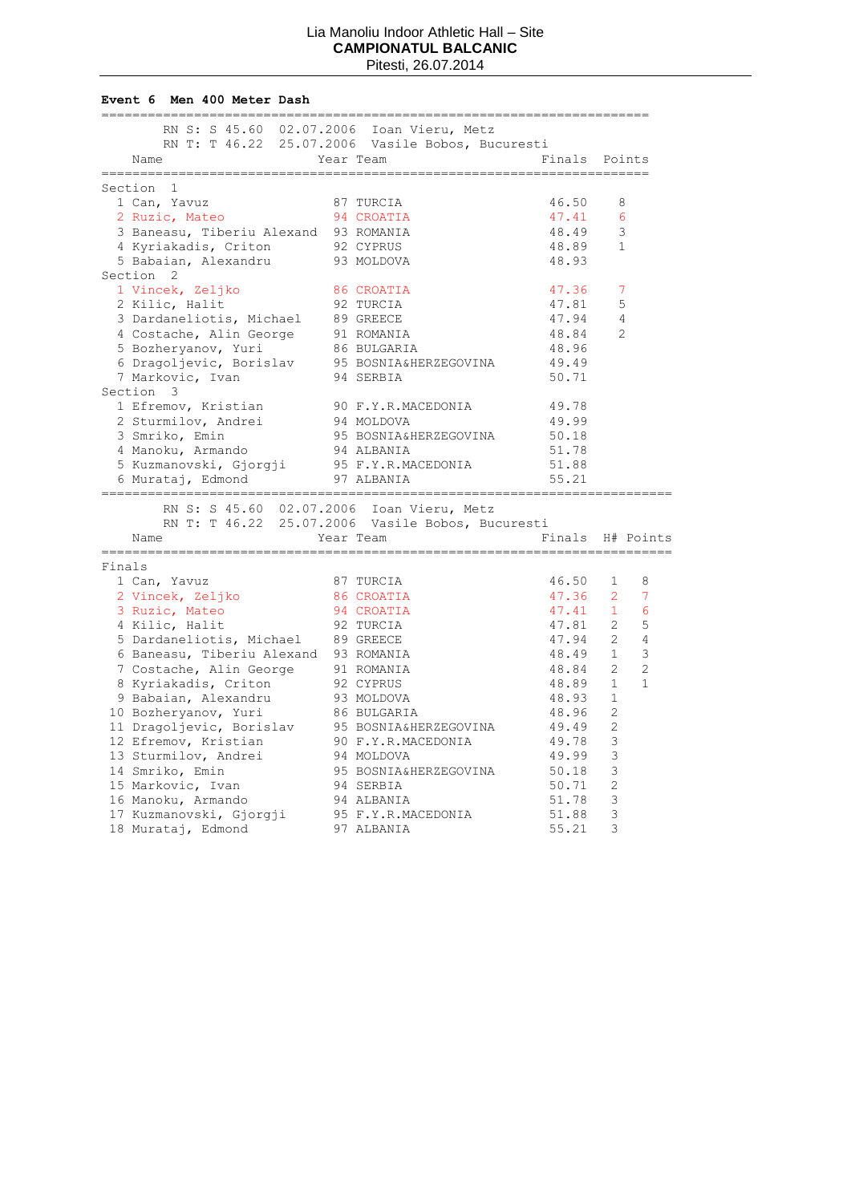Lia Manoliu Indoor Athletic Hall – Site
**CAMPIONATUL BALCANIC**
Pitesti, 26.07.2014

### Event 6 Men 400 Meter Dash

RN S: S 45.60 02.07.2006 Ioan Vieru, Metz
RN T: T 46.22 25.07.2006 Vasile Bobos, Bucuresti

| Name | Year | Team | Finals | Points |
|---|---|---|---|---|
| **Section 1** | | | | |
| 1 Can, Yavuz | 87 | TURCIA | 46.50 | 8 |
| 2 Ruzic, Mateo | 94 | CROATIA | 47.41 | 6 |
| 3 Baneasu, Tiberiu Alexand | 93 | ROMANIA | 48.49 | 3 |
| 4 Kyriakadis, Criton | 92 | CYPRUS | 48.89 | 1 |
| 5 Babaian, Alexandru | 93 | MOLDOVA | 48.93 | |
| **Section 2** | | | | |
| 1 Vincek, Zeljko | 86 | CROATIA | 47.36 | 7 |
| 2 Kilic, Halit | 92 | TURCIA | 47.81 | 5 |
| 3 Dardaneliotis, Michael | 89 | GREECE | 47.94 | 4 |
| 4 Costache, Alin George | 91 | ROMANIA | 48.84 | 2 |
| 5 Bozheryanov, Yuri | 86 | BULGARIA | 48.96 | |
| 6 Dragoljevic, Borislav | 95 | BOSNIA&HERZEGOVINA | 49.49 | |
| 7 Markovic, Ivan | 94 | SERBIA | 50.71 | |
| **Section 3** | | | | |
| 1 Efremov, Kristian | 90 | F.Y.R.MACEDONIA | 49.78 | |
| 2 Sturmilov, Andrei | 94 | MOLDOVA | 49.99 | |
| 3 Smriko, Emin | 95 | BOSNIA&HERZEGOVINA | 50.18 | |
| 4 Manoku, Armando | 94 | ALBANIA | 51.78 | |
| 5 Kuzmanovski, Gjorgji | 95 | F.Y.R.MACEDONIA | 51.88 | |
| 6 Murataj, Edmond | 97 | ALBANIA | 55.21 | |

RN S: S 45.60 02.07.2006 Ioan Vieru, Metz
RN T: T 46.22 25.07.2006 Vasile Bobos, Bucuresti

| Name | Year | Team | Finals | H# | Points |
|---|---|---|---|---|---|
| **Finals** | | | | | |
| 1 Can, Yavuz | 87 | TURCIA | 46.50 | 1 | 8 |
| 2 Vincek, Zeljko | 86 | CROATIA | 47.36 | 2 | 7 |
| 3 Ruzic, Mateo | 94 | CROATIA | 47.41 | 1 | 6 |
| 4 Kilic, Halit | 92 | TURCIA | 47.81 | 2 | 5 |
| 5 Dardaneliotis, Michael | 89 | GREECE | 47.94 | 2 | 4 |
| 6 Baneasu, Tiberiu Alexand | 93 | ROMANIA | 48.49 | 1 | 3 |
| 7 Costache, Alin George | 91 | ROMANIA | 48.84 | 2 | 2 |
| 8 Kyriakadis, Criton | 92 | CYPRUS | 48.89 | 1 | 1 |
| 9 Babaian, Alexandru | 93 | MOLDOVA | 48.93 | 1 | |
| 10 Bozheryanov, Yuri | 86 | BULGARIA | 48.96 | 2 | |
| 11 Dragoljevic, Borislav | 95 | BOSNIA&HERZEGOVINA | 49.49 | 2 | |
| 12 Efremov, Kristian | 90 | F.Y.R.MACEDONIA | 49.78 | 3 | |
| 13 Sturmilov, Andrei | 94 | MOLDOVA | 49.99 | 3 | |
| 14 Smriko, Emin | 95 | BOSNIA&HERZEGOVINA | 50.18 | 3 | |
| 15 Markovic, Ivan | 94 | SERBIA | 50.71 | 2 | |
| 16 Manoku, Armando | 94 | ALBANIA | 51.78 | 3 | |
| 17 Kuzmanovski, Gjorgji | 95 | F.Y.R.MACEDONIA | 51.88 | 3 | |
| 18 Murataj, Edmond | 97 | ALBANIA | 55.21 | 3 | |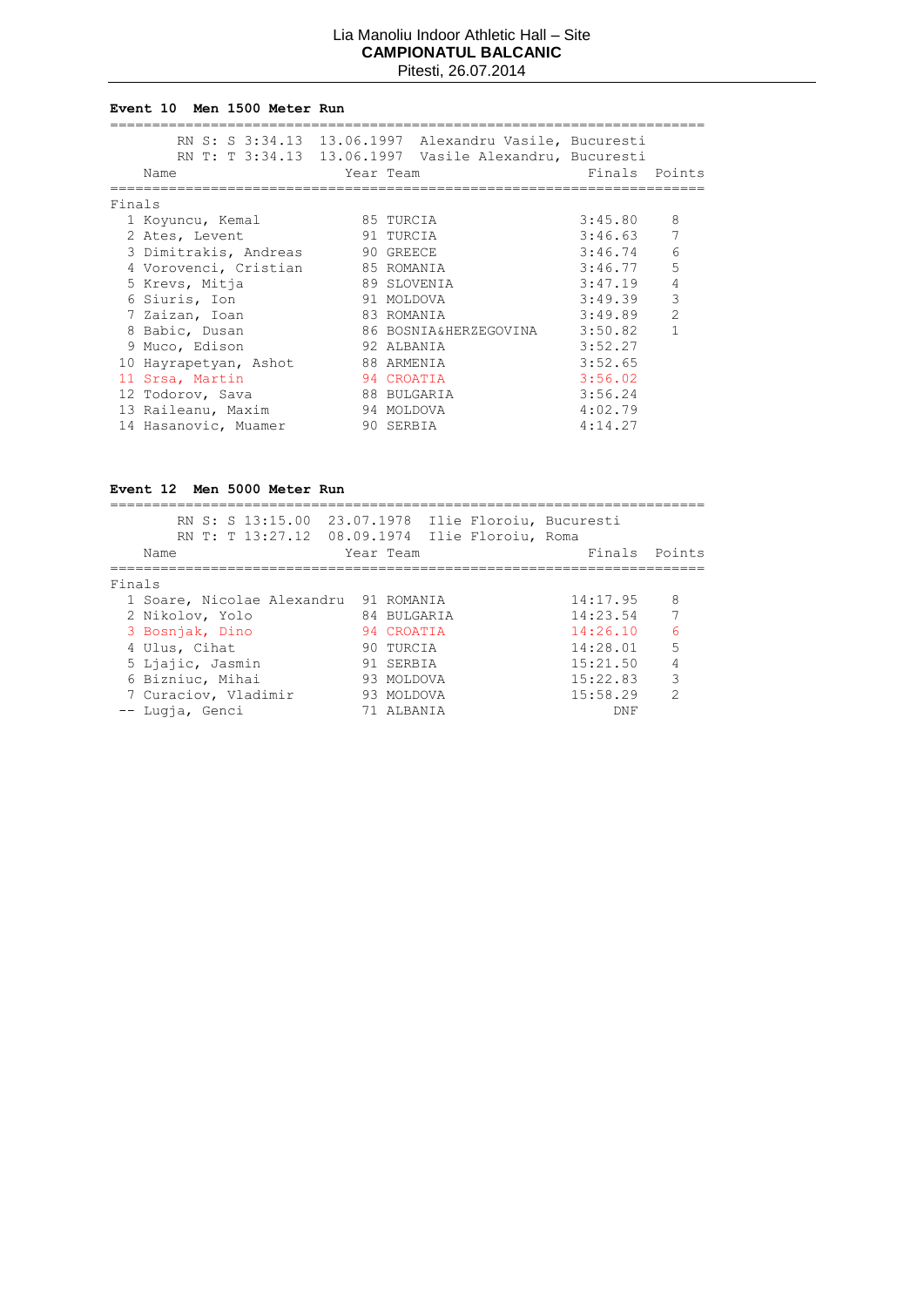Lia Manoliu Indoor Athletic Hall – Site
**CAMPIONATUL BALCANIC**
Pitesti, 26.07.2014

### Event 10 Men 1500 Meter Run

RN S: S 3:34.13 13.06.1997 Alexandru Vasile, Bucuresti
RN T: T 3:34.13 13.06.1997 Vasile Alexandru, Bucuresti

Finals

| | Name | Year | Team | Finals | Points |
|---|---|---|---|---|---|
| 1 | Koyuncu, Kemal | 85 | TURCIA | 3:45.80 | 8 |
| 2 | Ates, Levent | 91 | TURCIA | 3:46.63 | 7 |
| 3 | Dimitrakis, Andreas | 90 | GREECE | 3:46.74 | 6 |
| 4 | Vorovenci, Cristian | 85 | ROMANIA | 3:46.77 | 5 |
| 5 | Krevs, Mitja | 89 | SLOVENIA | 3:47.19 | 4 |
| 6 | Siuris, Ion | 91 | MOLDOVA | 3:49.39 | 3 |
| 7 | Zaizan, Ioan | 83 | ROMANIA | 3:49.89 | 2 |
| 8 | Babic, Dusan | 86 | BOSNIA&HERZEGOVINA | 3:50.82 | 1 |
| 9 | Muco, Edison | 92 | ALBANIA | 3:52.27 | |
| 10 | Hayrapetyan, Ashot | 88 | ARMENIA | 3:52.65 | |
| 11 | Srsa, Martin | 94 | CROATIA | 3:56.02 | |
| 12 | Todorov, Sava | 88 | BULGARIA | 3:56.24 | |
| 13 | Raileanu, Maxim | 94 | MOLDOVA | 4:02.79 | |
| 14 | Hasanovic, Muamer | 90 | SERBIA | 4:14.27 | |

### Event 12 Men 5000 Meter Run

RN S: S 13:15.00 23.07.1978 Ilie Floroiu, Bucuresti
RN T: T 13:27.12 08.09.1974 Ilie Floroiu, Roma

Finals

| | Name | Year | Team | Finals | Points |
|---|---|---|---|---|---|
| 1 | Soare, Nicolae Alexandru | 91 | ROMANIA | 14:17.95 | 8 |
| 2 | Nikolov, Yolo | 84 | BULGARIA | 14:23.54 | 7 |
| 3 | Bosnjak, Dino | 94 | CROATIA | 14:26.10 | 6 |
| 4 | Ulus, Cihat | 90 | TURCIA | 14:28.01 | 5 |
| 5 | Ljajic, Jasmin | 91 | SERBIA | 15:21.50 | 4 |
| 6 | Bizniuc, Mihai | 93 | MOLDOVA | 15:22.83 | 3 |
| 7 | Curaciov, Vladimir | 93 | MOLDOVA | 15:58.29 | 2 |
| -- | Lugja, Genci | 71 | ALBANIA | DNF | |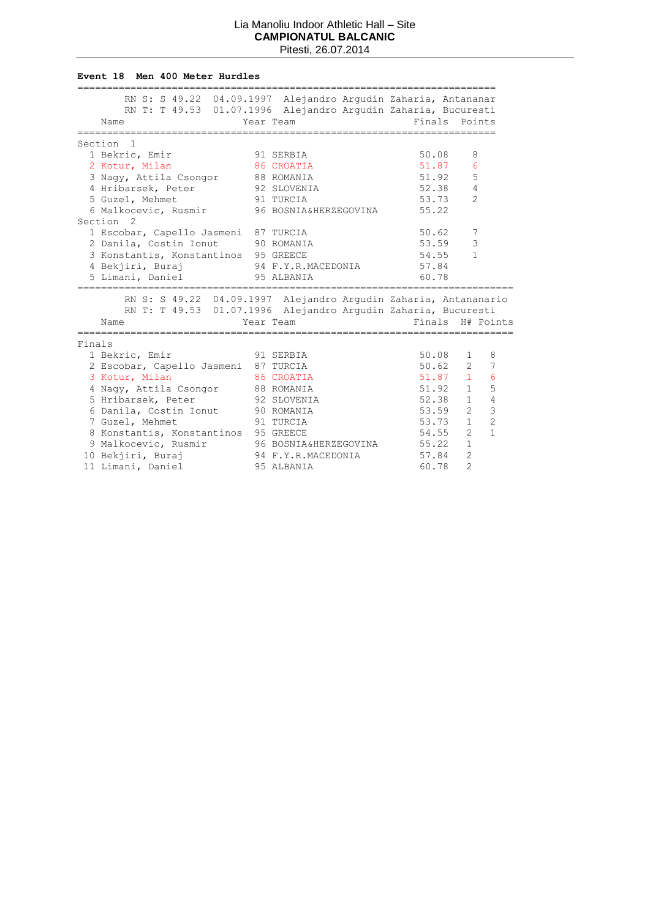Lia Manoliu Indoor Athletic Hall – Site
**CAMPIONATUL BALCANIC**
Pitesti, 26.07.2014

**Event 18 Men 400 Meter Hurdles**

RN S: S 49.22 04.09.1997 Alejandro Argudin Zaharia, Antananar
RN T: T 49.53 01.07.1996 Alejandro Argudin Zaharia, Bucuresti

| | Name | Year | Team | Finals | Points |
|---|---|---|---|---|---|
| **Section 1** | | | | | |
| 1 | Bekric, Emir | 91 | SERBIA | 50.08 | 8 |
| 2 | Kotur, Milan | 86 | CROATIA | 51.87 | 6 |
| 3 | Nagy, Attila Csongor | 88 | ROMANIA | 51.92 | 5 |
| 4 | Hribarsek, Peter | 92 | SLOVENIA | 52.38 | 4 |
| 5 | Guzel, Mehmet | 91 | TURCIA | 53.73 | 2 |
| 6 | Malkocevic, Rusmir | 96 | BOSNIA&HERZEGOVINA | 55.22 | |
| **Section 2** | | | | | |
| 1 | Escobar, Capello Jasmeni | 87 | TURCIA | 50.62 | 7 |
| 2 | Danila, Costin Ionut | 90 | ROMANIA | 53.59 | 3 |
| 3 | Konstantis, Konstantinos | 95 | GREECE | 54.55 | 1 |
| 4 | Bekjiri, Buraj | 94 | F.Y.R.MACEDONIA | 57.84 | |
| 5 | Limani, Daniel | 95 | ALBANIA | 60.78 | |

RN S: S 49.22 04.09.1997 Alejandro Argudin Zaharia, Antananario
RN T: T 49.53 01.07.1996 Alejandro Argudin Zaharia, Bucuresti

| | Name | Year | Team | Finals | H# | Points |
|---|---|---|---|---|---|---|
| **Finals** | | | | | | |
| 1 | Bekric, Emir | 91 | SERBIA | 50.08 | 1 | 8 |
| 2 | Escobar, Capello Jasmeni | 87 | TURCIA | 50.62 | 2 | 7 |
| 3 | Kotur, Milan | 86 | CROATIA | 51.87 | 1 | 6 |
| 4 | Nagy, Attila Csongor | 88 | ROMANIA | 51.92 | 1 | 5 |
| 5 | Hribarsek, Peter | 92 | SLOVENIA | 52.38 | 1 | 4 |
| 6 | Danila, Costin Ionut | 90 | ROMANIA | 53.59 | 2 | 3 |
| 7 | Guzel, Mehmet | 91 | TURCIA | 53.73 | 1 | 2 |
| 8 | Konstantis, Konstantinos | 95 | GREECE | 54.55 | 2 | 1 |
| 9 | Malkocevic, Rusmir | 96 | BOSNIA&HERZEGOVINA | 55.22 | 1 | |
| 10 | Bekjiri, Buraj | 94 | F.Y.R.MACEDONIA | 57.84 | 2 | |
| 11 | Limani, Daniel | 95 | ALBANIA | 60.78 | 2 | |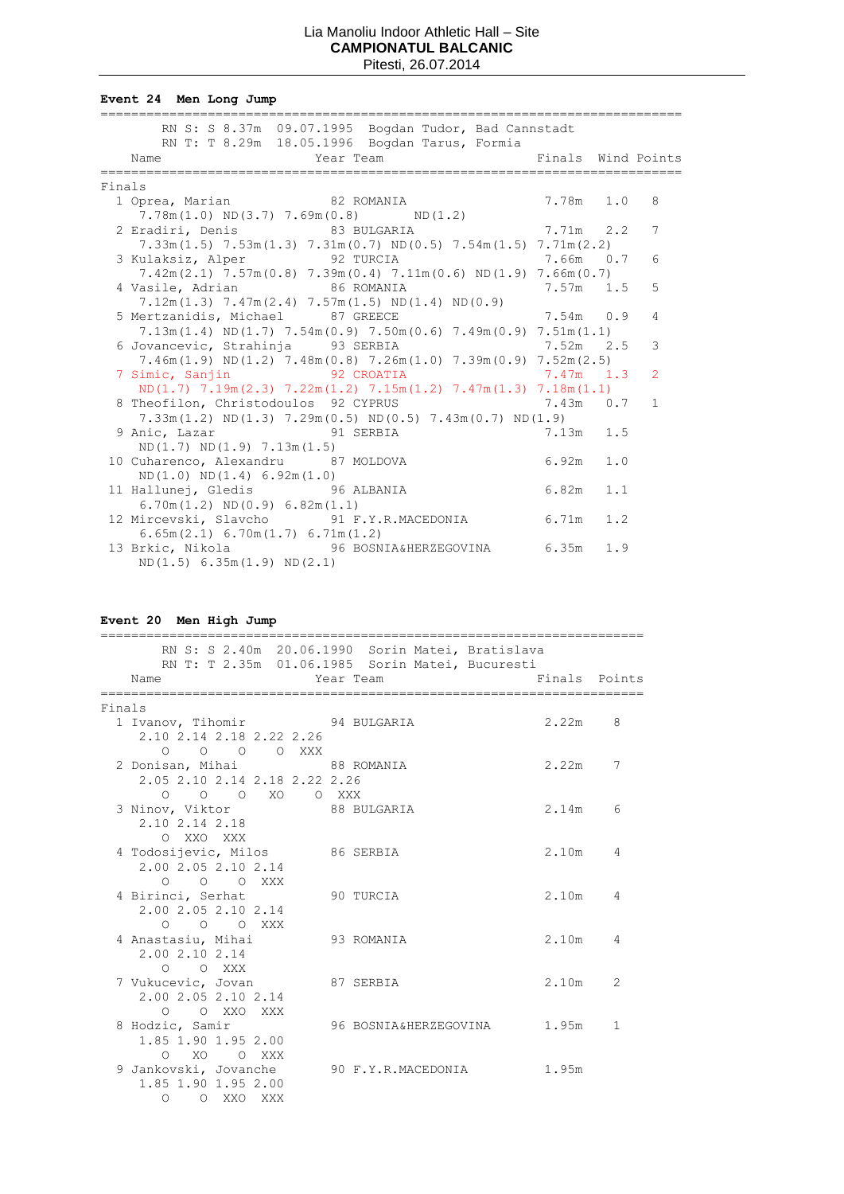Lia Manoliu Indoor Athletic Hall – Site
**CAMPIONATUL BALCANIC**
Pitesti, 26.07.2014

## Event 24 Men Long Jump

RN S: S 8.37m 09.07.1995 Bogdan Tudor, Bad Cannstadt
RN T: T 8.29m 18.05.1996 Bogdan Tarus, Formia

Finals

| Pos | Name | Year | Team | Finals | Wind | Points |
|---|---|---|---|---|---|---|
| 1 | Oprea, Marian | 82 | ROMANIA | 7.78m | 1.0 | 8 |
| | 7.78m(1.0) ND(3.7) 7.69m(0.8) ND(1.2) | | | | | |
| 2 | Eradiri, Denis | 83 | BULGARIA | 7.71m | 2.2 | 7 |
| | 7.33m(1.5) 7.53m(1.3) 7.31m(0.7) ND(0.5) 7.54m(1.5) 7.71m(2.2) | | | | | |
| 3 | Kulaksiz, Alper | 92 | TURCIA | 7.66m | 0.7 | 6 |
| | 7.42m(2.1) 7.57m(0.8) 7.39m(0.4) 7.11m(0.6) ND(1.9) 7.66m(0.7) | | | | | |
| 4 | Vasile, Adrian | 86 | ROMANIA | 7.57m | 1.5 | 5 |
| | 7.12m(1.3) 7.47m(2.4) 7.57m(1.5) ND(1.4) ND(0.9) | | | | | |
| 5 | Mertzanidis, Michael | 87 | GREECE | 7.54m | 0.9 | 4 |
| | 7.13m(1.4) ND(1.7) 7.54m(0.9) 7.50m(0.6) 7.49m(0.9) 7.51m(1.1) | | | | | |
| 6 | Jovancevic, Strahinja | 93 | SERBIA | 7.52m | 2.5 | 3 |
| | 7.46m(1.9) ND(1.2) 7.48m(0.8) 7.26m(1.0) 7.39m(0.9) 7.52m(2.5) | | | | | |
| 7 | Simic, Sanjin | 92 | CROATIA | 7.47m | 1.3 | 2 |
| | ND(1.7) 7.19m(2.3) 7.22m(1.2) 7.15m(1.2) 7.47m(1.3) 7.18m(1.1) | | | | | |
| 8 | Theofilon, Christodoulos | 92 | CYPRUS | 7.43m | 0.7 | 1 |
| | 7.33m(1.2) ND(1.3) 7.29m(0.5) ND(0.5) 7.43m(0.7) ND(1.9) | | | | | |
| 9 | Anic, Lazar | 91 | SERBIA | 7.13m | 1.5 | |
| | ND(1.7) ND(1.9) 7.13m(1.5) | | | | | |
| 10 | Cuharenco, Alexandru | 87 | MOLDOVA | 6.92m | 1.0 | |
| | ND(1.0) ND(1.4) 6.92m(1.0) | | | | | |
| 11 | Hallunej, Gledis | 96 | ALBANIA | 6.82m | 1.1 | |
| | 6.70m(1.2) ND(0.9) 6.82m(1.1) | | | | | |
| 12 | Mircevski, Slavcho | 91 | F.Y.R.MACEDONIA | 6.71m | 1.2 | |
| | 6.65m(2.1) 6.70m(1.7) 6.71m(1.2) | | | | | |
| 13 | Brkic, Nikola | 96 | BOSNIA&HERZEGOVINA | 6.35m | 1.9 | |
| | ND(1.5) 6.35m(1.9) ND(2.1) | | | | | |

## Event 20 Men High Jump

RN S: S 2.40m 20.06.1990 Sorin Matei, Bratislava
RN T: T 2.35m 01.06.1985 Sorin Matei, Bucuresti

Finals

| Pos | Name | Year | Team | Finals | Points |
|---|---|---|---|---|---|
| 1 | Ivanov, Tihomir | 94 | BULGARIA | 2.22m | 8 |
| | 2.10 2.14 2.18 2.22 2.26 | | | | |
| | O O O O XXX | | | | |
| 2 | Donisan, Mihai | 88 | ROMANIA | 2.22m | 7 |
| | 2.05 2.10 2.14 2.18 2.22 2.26 | | | | |
| | O O O XO O XXX | | | | |
| 3 | Ninov, Viktor | 88 | BULGARIA | 2.14m | 6 |
| | 2.10 2.14 2.18 | | | | |
| | O XXO XXX | | | | |
| 4 | Todosijevic, Milos | 86 | SERBIA | 2.10m | 4 |
| | 2.00 2.05 2.10 2.14 | | | | |
| | O O O XXX | | | | |
| 4 | Birinci, Serhat | 90 | TURCIA | 2.10m | 4 |
| | 2.00 2.05 2.10 2.14 | | | | |
| | O O O XXX | | | | |
| 4 | Anastasiu, Mihai | 93 | ROMANIA | 2.10m | 4 |
| | 2.00 2.10 2.14 | | | | |
| | O O XXX | | | | |
| 7 | Vukucevic, Jovan | 87 | SERBIA | 2.10m | 2 |
| | 2.00 2.05 2.10 2.14 | | | | |
| | O O XXO XXX | | | | |
| 8 | Hodzic, Samir | 96 | BOSNIA&HERZEGOVINA | 1.95m | 1 |
| | 1.85 1.90 1.95 2.00 | | | | |
| | O XO O XXX | | | | |
| 9 | Jankovski, Jovanche | 90 | F.Y.R.MACEDONIA | 1.95m | |
| | 1.85 1.90 1.95 2.00 | | | | |
| | O O XXO XXX | | | | |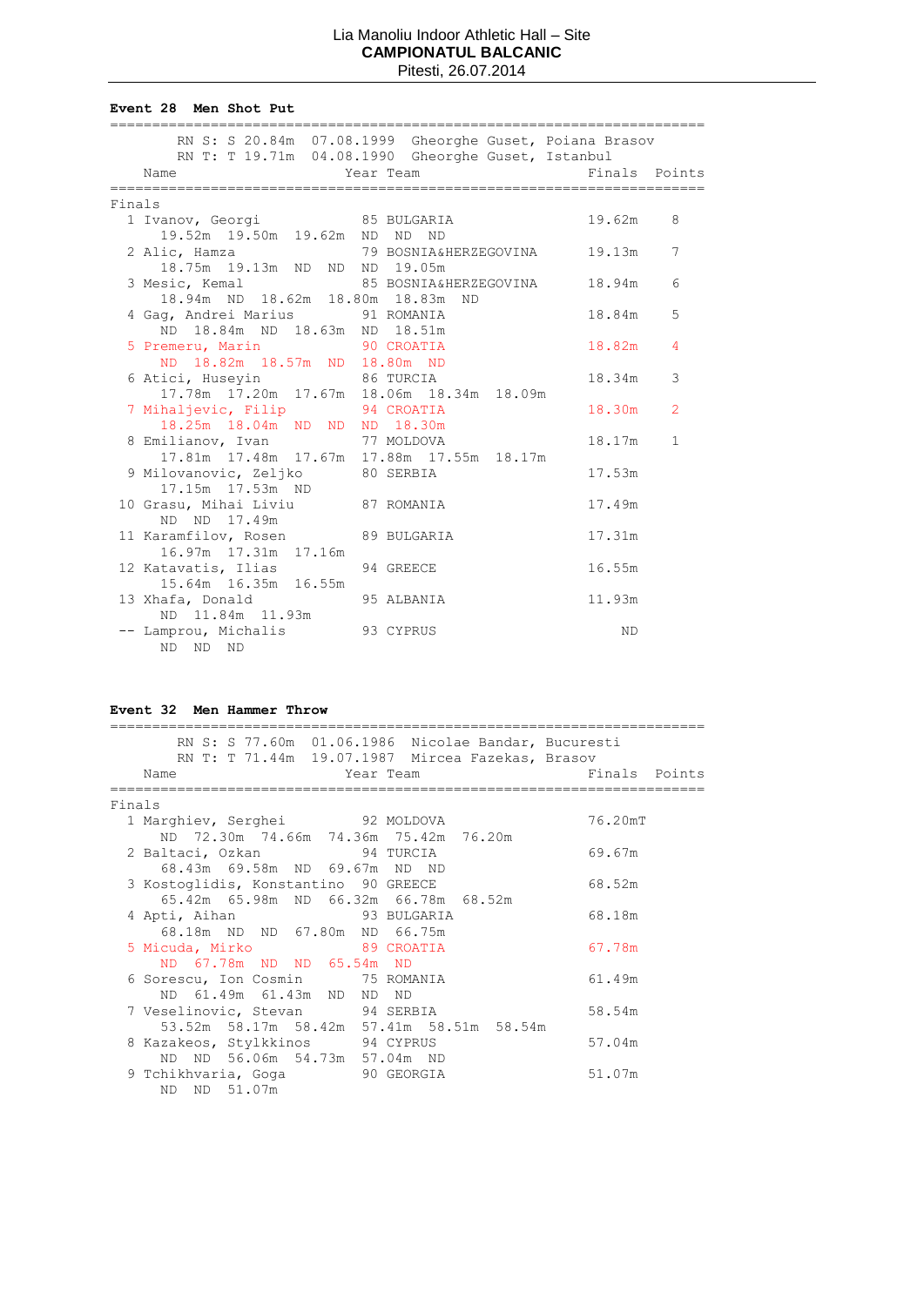Lia Manoliu Indoor Athletic Hall – Site
**CAMPIONATUL BALCANIC**
Pitesti, 26.07.2014

### Event 28 Men Shot Put

RN S: S 20.84m 07.08.1999 Gheorghe Guset, Poiana Brasov
RN T: T 19.71m 04.08.1990 Gheorghe Guset, Istanbul

**Finals**

| Pl | Name | Year | Team | Finals | Points |
|---|---|---|---|---|---|
| 1 | Ivanov, Georgi | 85 | BULGARIA | 19.62m | 8 |
| | 19.52m 19.50m 19.62m ND ND ND | | | | |
| 2 | Alic, Hamza | 79 | BOSNIA&HERZEGOVINA | 19.13m | 7 |
| | 18.75m 19.13m ND ND ND 19.05m | | | | |
| 3 | Mesic, Kemal | 85 | BOSNIA&HERZEGOVINA | 18.94m | 6 |
| | 18.94m ND 18.62m 18.80m 18.83m ND | | | | |
| 4 | Gag, Andrei Marius | 91 | ROMANIA | 18.84m | 5 |
| | ND 18.84m ND 18.63m ND 18.51m | | | | |
| 5 | Premeru, Marin | 90 | CROATIA | 18.82m | 4 |
| | ND 18.82m 18.57m ND 18.80m ND | | | | |
| 6 | Atici, Huseyin | 86 | TURCIA | 18.34m | 3 |
| | 17.78m 17.20m 17.67m 18.06m 18.34m 18.09m | | | | |
| 7 | Mihaljevic, Filip | 94 | CROATIA | 18.30m | 2 |
| | 18.25m 18.04m ND ND ND 18.30m | | | | |
| 8 | Emilianov, Ivan | 77 | MOLDOVA | 18.17m | 1 |
| | 17.81m 17.48m 17.67m 17.88m 17.55m 18.17m | | | | |
| 9 | Milovanovic, Zeljko | 80 | SERBIA | 17.53m | |
| | 17.15m 17.53m ND | | | | |
| 10 | Grasu, Mihai Liviu | 87 | ROMANIA | 17.49m | |
| | ND ND 17.49m | | | | |
| 11 | Karamfilov, Rosen | 89 | BULGARIA | 17.31m | |
| | 16.97m 17.31m 17.16m | | | | |
| 12 | Katavatis, Ilias | 94 | GREECE | 16.55m | |
| | 15.64m 16.35m 16.55m | | | | |
| 13 | Xhafa, Donald | 95 | ALBANIA | 11.93m | |
| | ND 11.84m 11.93m | | | | |
| -- | Lamprou, Michalis | 93 | CYPRUS | ND | |
| | ND ND ND | | | | |

### Event 32 Men Hammer Throw

RN S: S 77.60m 01.06.1986 Nicolae Bandar, Bucuresti
RN T: T 71.44m 19.07.1987 Mircea Fazekas, Brasov

**Finals**

| Pl | Name | Year | Team | Finals | Points |
|---|---|---|---|---|---|
| 1 | Marghiev, Serghei | 92 | MOLDOVA | 76.20mT | |
| | ND 72.30m 74.66m 74.36m 75.42m 76.20m | | | | |
| 2 | Baltaci, Ozkan | 94 | TURCIA | 69.67m | |
| | 68.43m 69.58m ND 69.67m ND ND | | | | |
| 3 | Kostoglidis, Konstantino | 90 | GREECE | 68.52m | |
| | 65.42m 65.98m ND 66.32m 66.78m 68.52m | | | | |
| 4 | Apti, Aihan | 93 | BULGARIA | 68.18m | |
| | 68.18m ND ND 67.80m ND 66.75m | | | | |
| 5 | Micuda, Mirko | 89 | CROATIA | 67.78m | |
| | ND 67.78m ND ND 65.54m ND | | | | |
| 6 | Sorescu, Ion Cosmin | 75 | ROMANIA | 61.49m | |
| | ND 61.49m 61.43m ND ND ND | | | | |
| 7 | Veselinovic, Stevan | 94 | SERBIA | 58.54m | |
| | 53.52m 58.17m 58.42m 57.41m 58.51m 58.54m | | | | |
| 8 | Kazakeos, Stylkkinos | 94 | CYPRUS | 57.04m | |
| | ND ND 56.06m 54.73m 57.04m ND | | | | |
| 9 | Tchikhvaria, Goga | 90 | GEORGIA | 51.07m | |
| | ND ND 51.07m | | | | |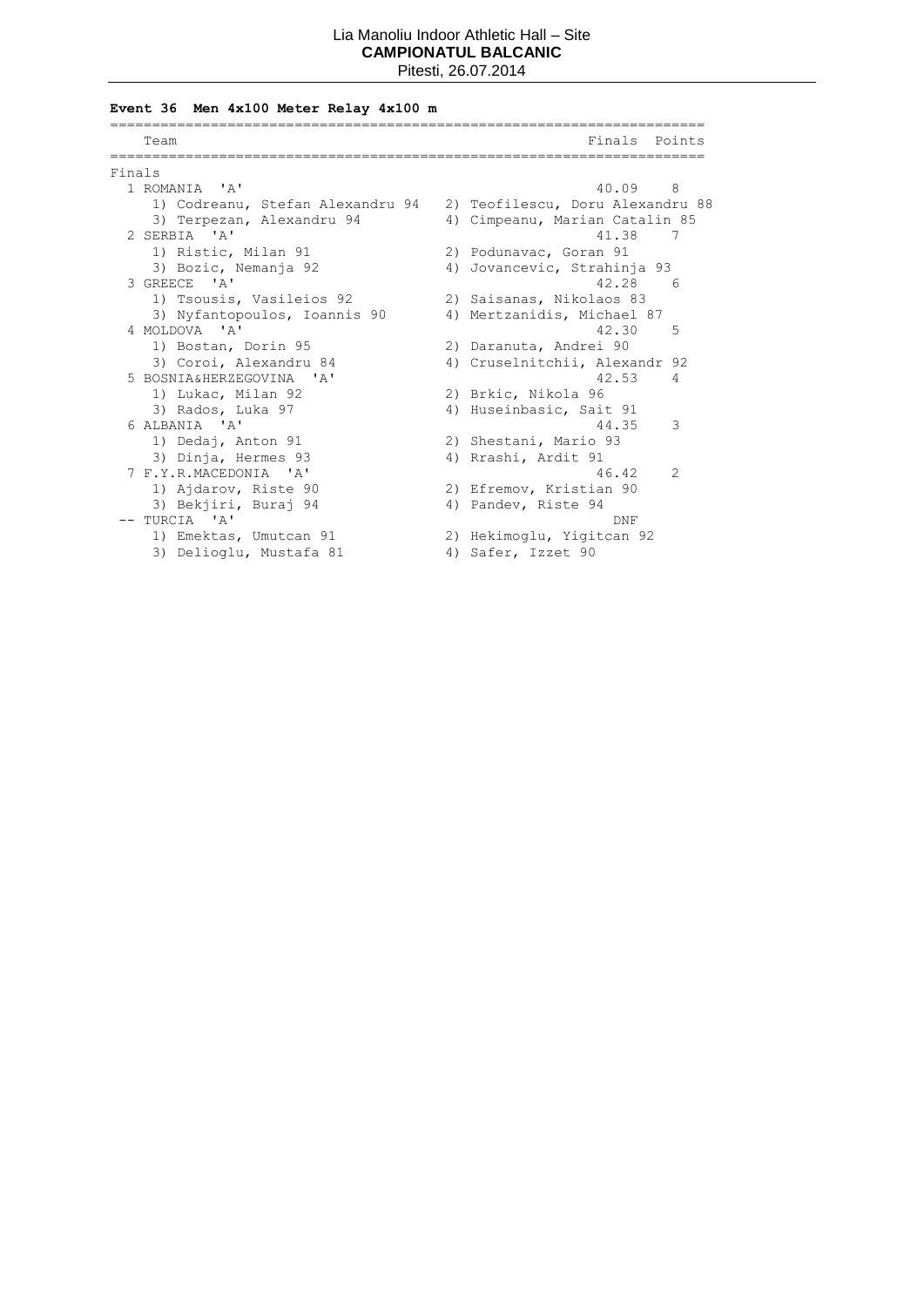Lia Manoliu Indoor Athletic Hall – Site
**CAMPIONATUL BALCANIC**
Pitesti, 26.07.2014

**Event 36 Men 4x100 Meter Relay 4x100 m**

| | Team | Finals | Points |
|---|---|---|---|
| **Finals** | | | |
| 1 | ROMANIA 'A' | 40.09 | 8 |
| | 1) Codreanu, Stefan Alexandru 94; 2) Teofilescu, Doru Alexandru 88; 3) Terpezan, Alexandru 94; 4) Cimpeanu, Marian Catalin 85 | | |
| 2 | SERBIA 'A' | 41.38 | 7 |
| | 1) Ristic, Milan 91; 2) Podunavac, Goran 91; 3) Bozic, Nemanja 92; 4) Jovancevic, Strahinja 93 | | |
| 3 | GREECE 'A' | 42.28 | 6 |
| | 1) Tsousis, Vasileios 92; 2) Saisanas, Nikolaos 83; 3) Nyfantopoulos, Ioannis 90; 4) Mertzanidis, Michael 87 | | |
| 4 | MOLDOVA 'A' | 42.30 | 5 |
| | 1) Bostan, Dorin 95; 2) Daranuta, Andrei 90; 3) Coroi, Alexandru 84; 4) Cruselnitchii, Alexandr 92 | | |
| 5 | BOSNIA&HERZEGOVINA 'A' | 42.53 | 4 |
| | 1) Lukac, Milan 92; 2) Brkic, Nikola 96; 3) Rados, Luka 97; 4) Huseinbasic, Sait 91 | | |
| 6 | ALBANIA 'A' | 44.35 | 3 |
| | 1) Dedaj, Anton 91; 2) Shestani, Mario 93; 3) Dinja, Hermes 93; 4) Rrashi, Ardit 91 | | |
| 7 | F.Y.R.MACEDONIA 'A' | 46.42 | 2 |
| | 1) Ajdarov, Riste 90; 2) Efremov, Kristian 90; 3) Bekjiri, Buraj 94; 4) Pandev, Riste 94 | | |
| -- | TURCIA 'A' | DNF | |
| | 1) Emektas, Umutcan 91; 2) Hekimoglu, Yigitcan 92; 3) Delioglu, Mustafa 81; 4) Safer, Izzet 90 | | |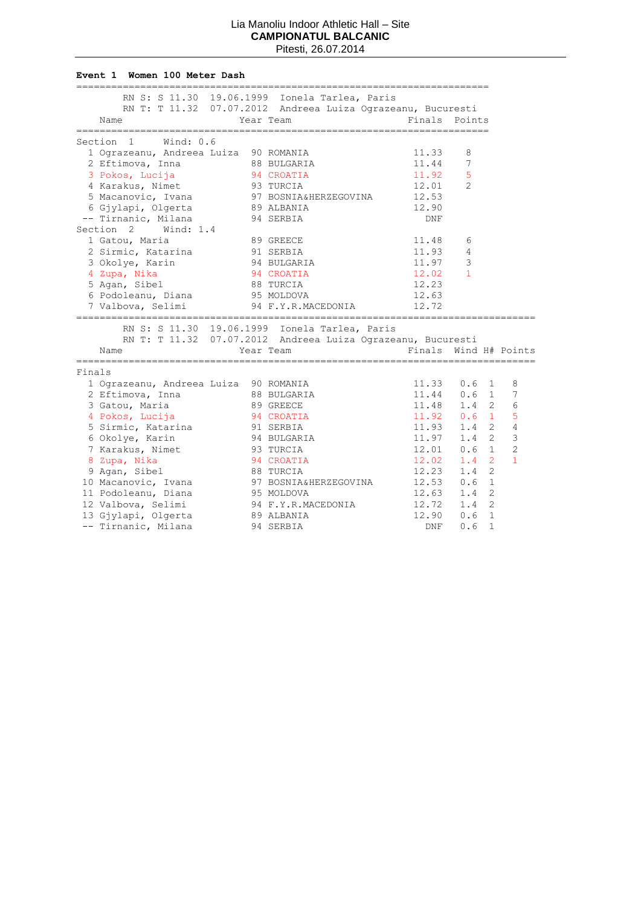Lia Manoliu Indoor Athletic Hall – Site
**CAMPIONATUL BALCANIC**
Pitesti, 26.07.2014

**Event 1 Women 100 Meter Dash**

RN S: S 11.30 19.06.1999 Ionela Tarlea, Paris
RN T: T 11.32 07.07.2012 Andreea Luiza Ograzeanu, Bucuresti

| | Name | Year | Team | Finals | Points |
|---|---|---|---|---|---|
| **Section 1** | **Wind: 0.6** | | | | |
| 1 | Ograzeanu, Andreea Luiza | 90 | ROMANIA | 11.33 | 8 |
| 2 | Eftimova, Inna | 88 | BULGARIA | 11.44 | 7 |
| 3 | Pokos, Lucija | 94 | CROATIA | 11.92 | 5 |
| 4 | Karakus, Nimet | 93 | TURCIA | 12.01 | 2 |
| 5 | Macanovic, Ivana | 97 | BOSNIA&HERZEGOVINA | 12.53 | |
| 6 | Gjylapi, Olgerta | 89 | ALBANIA | 12.90 | |
| -- | Tirnanic, Milana | 94 | SERBIA | DNF | |
| **Section 2** | **Wind: 1.4** | | | | |
| 1 | Gatou, Maria | 89 | GREECE | 11.48 | 6 |
| 2 | Sirmic, Katarina | 91 | SERBIA | 11.93 | 4 |
| 3 | Okolye, Karin | 94 | BULGARIA | 11.97 | 3 |
| 4 | Zupa, Nika | 94 | CROATIA | 12.02 | 1 |
| 5 | Agan, Sibel | 88 | TURCIA | 12.23 | |
| 6 | Podoleanu, Diana | 95 | MOLDOVA | 12.63 | |
| 7 | Valbova, Selimi | 94 | F.Y.R.MACEDONIA | 12.72 | |

RN S: S 11.30 19.06.1999 Ionela Tarlea, Paris
RN T: T 11.32 07.07.2012 Andreea Luiza Ograzeanu, Bucuresti

**Finals**

| | Name | Year | Team | Finals | Wind | H# | Points |
|---|---|---|---|---|---|---|---|
| 1 | Ograzeanu, Andreea Luiza | 90 | ROMANIA | 11.33 | 0.6 | 1 | 8 |
| 2 | Eftimova, Inna | 88 | BULGARIA | 11.44 | 0.6 | 1 | 7 |
| 3 | Gatou, Maria | 89 | GREECE | 11.48 | 1.4 | 2 | 6 |
| 4 | Pokos, Lucija | 94 | CROATIA | 11.92 | 0.6 | 1 | 5 |
| 5 | Sirmic, Katarina | 91 | SERBIA | 11.93 | 1.4 | 2 | 4 |
| 6 | Okolye, Karin | 94 | BULGARIA | 11.97 | 1.4 | 2 | 3 |
| 7 | Karakus, Nimet | 93 | TURCIA | 12.01 | 0.6 | 1 | 2 |
| 8 | Zupa, Nika | 94 | CROATIA | 12.02 | 1.4 | 2 | 1 |
| 9 | Agan, Sibel | 88 | TURCIA | 12.23 | 1.4 | 2 | |
| 10 | Macanovic, Ivana | 97 | BOSNIA&HERZEGOVINA | 12.53 | 0.6 | 1 | |
| 11 | Podoleanu, Diana | 95 | MOLDOVA | 12.63 | 1.4 | 2 | |
| 12 | Valbova, Selimi | 94 | F.Y.R.MACEDONIA | 12.72 | 1.4 | 2 | |
| 13 | Gjylapi, Olgerta | 89 | ALBANIA | 12.90 | 0.6 | 1 | |
| -- | Tirnanic, Milana | 94 | SERBIA | DNF | 0.6 | 1 | |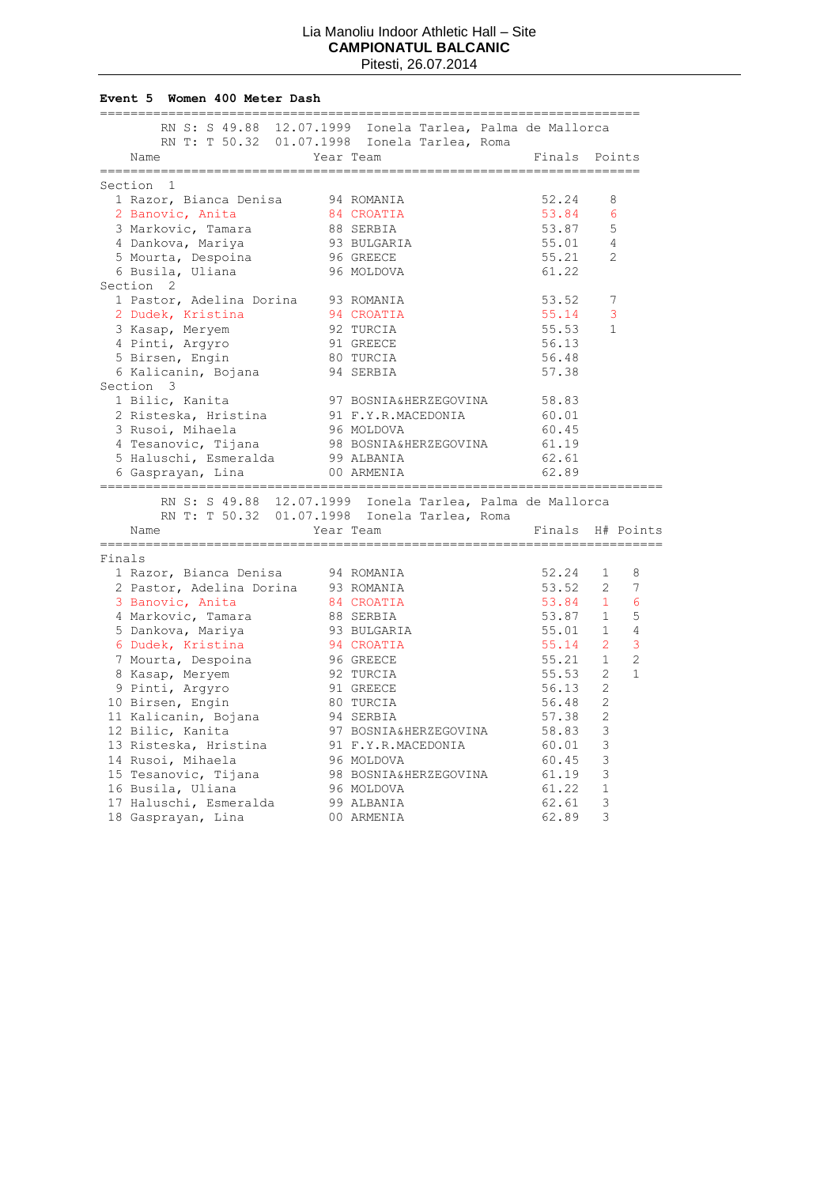Lia Manoliu Indoor Athletic Hall – Site
**CAMPIONATUL BALCANIC**
Pitesti, 26.07.2014

**Event 5 Women 400 Meter Dash**

RN S: S 49.88 12.07.1999 Ionela Tarlea, Palma de Mallorca
RN T: T 50.32 01.07.1998 Ionela Tarlea, Roma

| | Name | Year | Team | Finals | Points |
|---|---|---|---|---|---|
| **Section 1** | | | | | |
| 1 | Razor, Bianca Denisa | 94 | ROMANIA | 52.24 | 8 |
| 2 | Banovic, Anita | 84 | CROATIA | 53.84 | 6 |
| 3 | Markovic, Tamara | 88 | SERBIA | 53.87 | 5 |
| 4 | Dankova, Mariya | 93 | BULGARIA | 55.01 | 4 |
| 5 | Mourta, Despoina | 96 | GREECE | 55.21 | 2 |
| 6 | Busila, Uliana | 96 | MOLDOVA | 61.22 | |
| **Section 2** | | | | | |
| 1 | Pastor, Adelina Dorina | 93 | ROMANIA | 53.52 | 7 |
| 2 | Dudek, Kristina | 94 | CROATIA | 55.14 | 3 |
| 3 | Kasap, Meryem | 92 | TURCIA | 55.53 | 1 |
| 4 | Pinti, Argyro | 91 | GREECE | 56.13 | |
| 5 | Birsen, Engin | 80 | TURCIA | 56.48 | |
| 6 | Kalicanin, Bojana | 94 | SERBIA | 57.38 | |
| **Section 3** | | | | | |
| 1 | Bilic, Kanita | 97 | BOSNIA&HERZEGOVINA | 58.83 | |
| 2 | Risteska, Hristina | 91 | F.Y.R.MACEDONIA | 60.01 | |
| 3 | Rusoi, Mihaela | 96 | MOLDOVA | 60.45 | |
| 4 | Tesanovic, Tijana | 98 | BOSNIA&HERZEGOVINA | 61.19 | |
| 5 | Haluschi, Esmeralda | 99 | ALBANIA | 62.61 | |
| 6 | Gasprayan, Lina | 00 | ARMENIA | 62.89 | |

RN S: S 49.88 12.07.1999 Ionela Tarlea, Palma de Mallorca
RN T: T 50.32 01.07.1998 Ionela Tarlea, Roma

| | Name | Year | Team | Finals | H# | Points |
|---|---|---|---|---|---|---|
| **Finals** | | | | | | |
| 1 | Razor, Bianca Denisa | 94 | ROMANIA | 52.24 | 1 | 8 |
| 2 | Pastor, Adelina Dorina | 93 | ROMANIA | 53.52 | 2 | 7 |
| 3 | Banovic, Anita | 84 | CROATIA | 53.84 | 1 | 6 |
| 4 | Markovic, Tamara | 88 | SERBIA | 53.87 | 1 | 5 |
| 5 | Dankova, Mariya | 93 | BULGARIA | 55.01 | 1 | 4 |
| 6 | Dudek, Kristina | 94 | CROATIA | 55.14 | 2 | 3 |
| 7 | Mourta, Despoina | 96 | GREECE | 55.21 | 1 | 2 |
| 8 | Kasap, Meryem | 92 | TURCIA | 55.53 | 2 | 1 |
| 9 | Pinti, Argyro | 91 | GREECE | 56.13 | 2 | |
| 10 | Birsen, Engin | 80 | TURCIA | 56.48 | 2 | |
| 11 | Kalicanin, Bojana | 94 | SERBIA | 57.38 | 2 | |
| 12 | Bilic, Kanita | 97 | BOSNIA&HERZEGOVINA | 58.83 | 3 | |
| 13 | Risteska, Hristina | 91 | F.Y.R.MACEDONIA | 60.01 | 3 | |
| 14 | Rusoi, Mihaela | 96 | MOLDOVA | 60.45 | 3 | |
| 15 | Tesanovic, Tijana | 98 | BOSNIA&HERZEGOVINA | 61.19 | 3 | |
| 16 | Busila, Uliana | 96 | MOLDOVA | 61.22 | 1 | |
| 17 | Haluschi, Esmeralda | 99 | ALBANIA | 62.61 | 3 | |
| 18 | Gasprayan, Lina | 00 | ARMENIA | 62.89 | 3 | |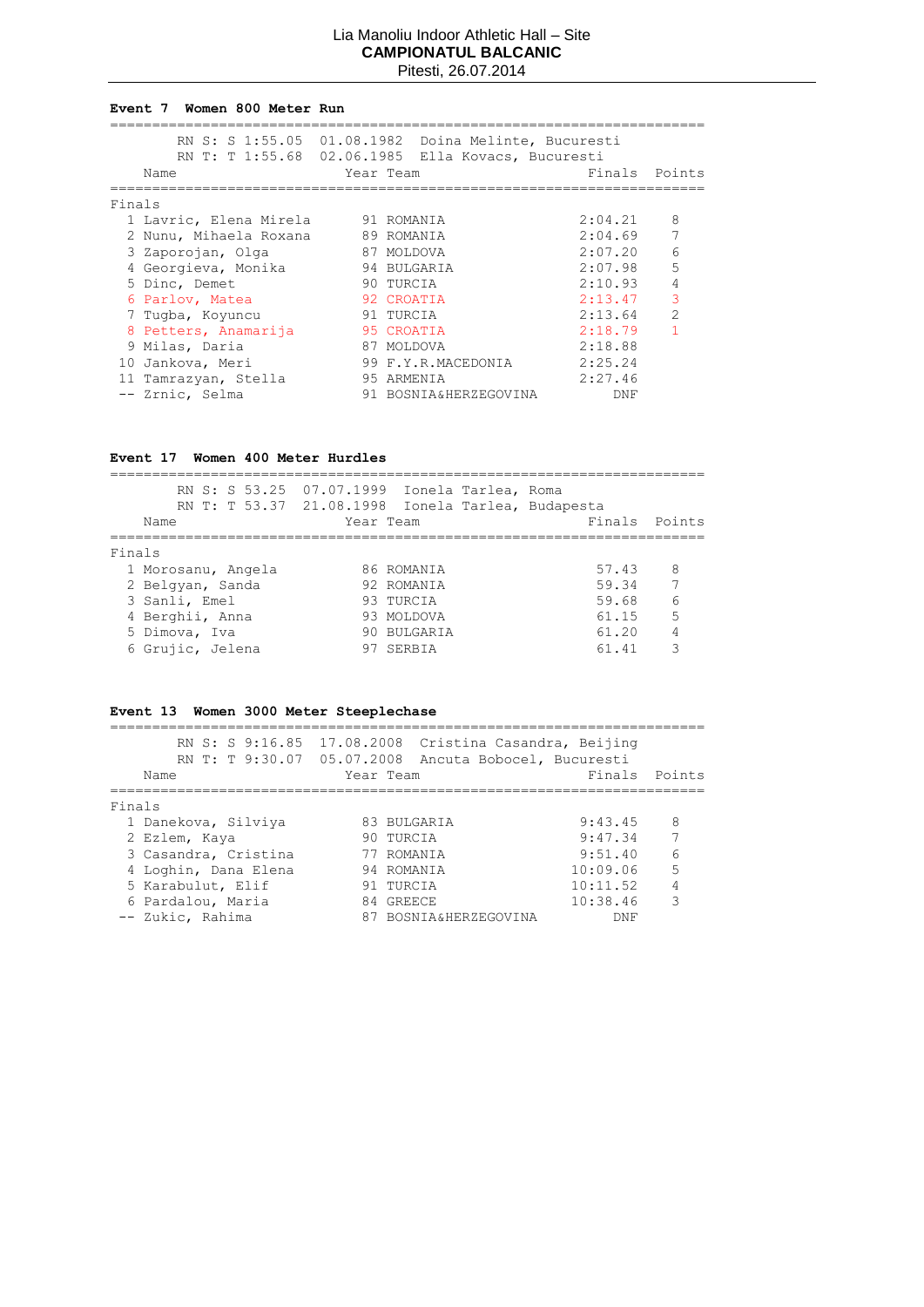Lia Manoliu Indoor Athletic Hall – Site
**CAMPIONATUL BALCANIC**
Pitesti, 26.07.2014

### Event 7 Women 800 Meter Run

RN S: S 1:55.05 01.08.1982 Doina Melinte, Bucuresti
RN T: T 1:55.68 02.06.1985 Ella Kovacs, Bucuresti

| Place | Name | Year | Team | Finals | Points |
|---|---|---|---|---|---|
| **Finals** | | | | | |
| 1 | Lavric, Elena Mirela | 91 | ROMANIA | 2:04.21 | 8 |
| 2 | Nunu, Mihaela Roxana | 89 | ROMANIA | 2:04.69 | 7 |
| 3 | Zaporojan, Olga | 87 | MOLDOVA | 2:07.20 | 6 |
| 4 | Georgieva, Monika | 94 | BULGARIA | 2:07.98 | 5 |
| 5 | Dinc, Demet | 90 | TURCIA | 2:10.93 | 4 |
| 6 | Parlov, Matea | 92 | CROATIA | 2:13.47 | 3 |
| 7 | Tugba, Koyuncu | 91 | TURCIA | 2:13.64 | 2 |
| 8 | Petters, Anamarija | 95 | CROATIA | 2:18.79 | 1 |
| 9 | Milas, Daria | 87 | MOLDOVA | 2:18.88 | |
| 10 | Jankova, Meri | 99 | F.Y.R.MACEDONIA | 2:25.24 | |
| 11 | Tamrazyan, Stella | 95 | ARMENIA | 2:27.46 | |
| -- | Zrnic, Selma | 91 | BOSNIA&HERZEGOVINA | DNF | |

### Event 17 Women 400 Meter Hurdles

RN S: S 53.25 07.07.1999 Ionela Tarlea, Roma
RN T: T 53.37 21.08.1998 Ionela Tarlea, Budapesta

| Place | Name | Year | Team | Finals | Points |
|---|---|---|---|---|---|
| **Finals** | | | | | |
| 1 | Morosanu, Angela | 86 | ROMANIA | 57.43 | 8 |
| 2 | Belgyan, Sanda | 92 | ROMANIA | 59.34 | 7 |
| 3 | Sanli, Emel | 93 | TURCIA | 59.68 | 6 |
| 4 | Berghii, Anna | 93 | MOLDOVA | 61.15 | 5 |
| 5 | Dimova, Iva | 90 | BULGARIA | 61.20 | 4 |
| 6 | Grujic, Jelena | 97 | SERBIA | 61.41 | 3 |

### Event 13 Women 3000 Meter Steeplechase

RN S: S 9:16.85 17.08.2008 Cristina Casandra, Beijing
RN T: T 9:30.07 05.07.2008 Ancuta Bobocel, Bucuresti

| Place | Name | Year | Team | Finals | Points |
|---|---|---|---|---|---|
| **Finals** | | | | | |
| 1 | Danekova, Silviya | 83 | BULGARIA | 9:43.45 | 8 |
| 2 | Ezlem, Kaya | 90 | TURCIA | 9:47.34 | 7 |
| 3 | Casandra, Cristina | 77 | ROMANIA | 9:51.40 | 6 |
| 4 | Loghin, Dana Elena | 94 | ROMANIA | 10:09.06 | 5 |
| 5 | Karabulut, Elif | 91 | TURCIA | 10:11.52 | 4 |
| 6 | Pardalou, Maria | 84 | GREECE | 10:38.46 | 3 |
| -- | Zukic, Rahima | 87 | BOSNIA&HERZEGOVINA | DNF | |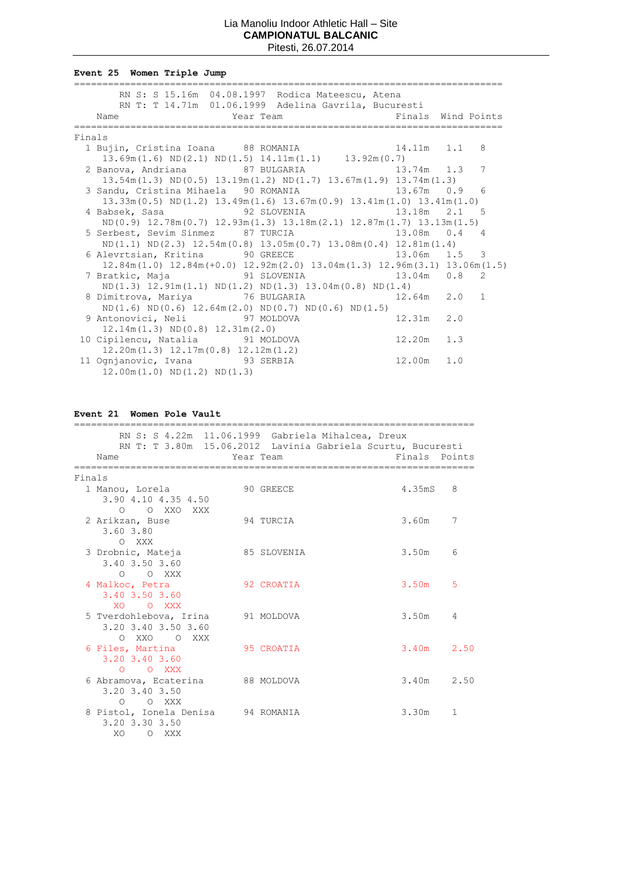Lia Manoliu Indoor Athletic Hall – Site

**CAMPIONATUL BALCANIC**

Pitesti, 26.07.2014

**Event 25 Women Triple Jump**

RN S: S 15.16m 04.08.1997 Rodica Mateescu, Atena
RN T: T 14.71m 01.06.1999 Adelina Gavrila, Bucuresti

Finals

| Pl | Name | Year | Team | Finals | Wind | Points |
|---|---|---|---|---|---|---|
| 1 | Bujin, Cristina Ioana | 88 | ROMANIA | 14.11m | 1.1 | 8 |
| | 13.69m(1.6) ND(2.1) ND(1.5) 14.11m(1.1) 13.92m(0.7) | | | | | |
| 2 | Banova, Andriana | 87 | BULGARIA | 13.74m | 1.3 | 7 |
| | 13.54m(1.3) ND(0.5) 13.19m(1.2) ND(1.7) 13.67m(1.9) 13.74m(1.3) | | | | | |
| 3 | Sandu, Cristina Mihaela | 90 | ROMANIA | 13.67m | 0.9 | 6 |
| | 13.33m(0.5) ND(1.2) 13.49m(1.6) 13.67m(0.9) 13.41m(1.0) 13.41m(1.0) | | | | | |
| 4 | Babsek, Sasa | 92 | SLOVENIA | 13.18m | 2.1 | 5 |
| | ND(0.9) 12.78m(0.7) 12.93m(1.3) 13.18m(2.1) 12.87m(1.7) 13.13m(1.5) | | | | | |
| 5 | Serbest, Sevim Sinmez | 87 | TURCIA | 13.08m | 0.4 | 4 |
| | ND(1.1) ND(2.3) 12.54m(0.8) 13.05m(0.7) 13.08m(0.4) 12.81m(1.4) | | | | | |
| 6 | Alevrtsian, Kritina | 90 | GREECE | 13.06m | 1.5 | 3 |
| | 12.84m(1.0) 12.84m(+0.0) 12.92m(2.0) 13.04m(1.3) 12.96m(3.1) 13.06m(1.5) | | | | | |
| 7 | Bratkic, Maja | 91 | SLOVENIA | 13.04m | 0.8 | 2 |
| | ND(1.3) 12.91m(1.1) ND(1.2) ND(1.3) 13.04m(0.8) ND(1.4) | | | | | |
| 8 | Dimitrova, Mariya | 76 | BULGARIA | 12.64m | 2.0 | 1 |
| | ND(1.6) ND(0.6) 12.64m(2.0) ND(0.7) ND(0.6) ND(1.5) | | | | | |
| 9 | Antonovici, Neli | 97 | MOLDOVA | 12.31m | 2.0 | |
| | 12.14m(1.3) ND(0.8) 12.31m(2.0) | | | | | |
| 10 | Cipilencu, Natalia | 91 | MOLDOVA | 12.20m | 1.3 | |
| | 12.20m(1.3) 12.17m(0.8) 12.12m(1.2) | | | | | |
| 11 | Ognjanovic, Ivana | 93 | SERBIA | 12.00m | 1.0 | |
| | 12.00m(1.0) ND(1.2) ND(1.3) | | | | | |

**Event 21 Women Pole Vault**

RN S: S 4.22m 11.06.1999 Gabriela Mihalcea, Dreux
RN T: T 3.80m 15.06.2012 Lavinia Gabriela Scurtu, Bucuresti

Finals

| Pl | Name | Year | Team | Finals | Points |
|---|---|---|---|---|---|
| 1 | Manou, Lorela | 90 | GREECE | 4.35mS | 8 |
| | 3.90 4.10 4.35 4.50 / O O XXO XXX | | | | |
| 2 | Arikzan, Buse | 94 | TURCIA | 3.60m | 7 |
| | 3.60 3.80 / O XXX | | | | |
| 3 | Drobnic, Mateja | 85 | SLOVENIA | 3.50m | 6 |
| | 3.40 3.50 3.60 / O O XXX | | | | |
| 4 | Malkoc, Petra | 92 | CROATIA | 3.50m | 5 |
| | 3.40 3.50 3.60 / XO O XXX | | | | |
| 5 | Tverdohlebova, Irina | 91 | MOLDOVA | 3.50m | 4 |
| | 3.20 3.40 3.50 3.60 / O XXO O XXX | | | | |
| 6 | Files, Martina | 95 | CROATIA | 3.40m | 2.50 |
| | 3.20 3.40 3.60 / O O XXX | | | | |
| 6 | Abramova, Ecaterina | 88 | MOLDOVA | 3.40m | 2.50 |
| | 3.20 3.40 3.50 / O O XXX | | | | |
| 8 | Pistol, Ionela Denisa | 94 | ROMANIA | 3.30m | 1 |
| | 3.20 3.30 3.50 / XO O XXX | | | | |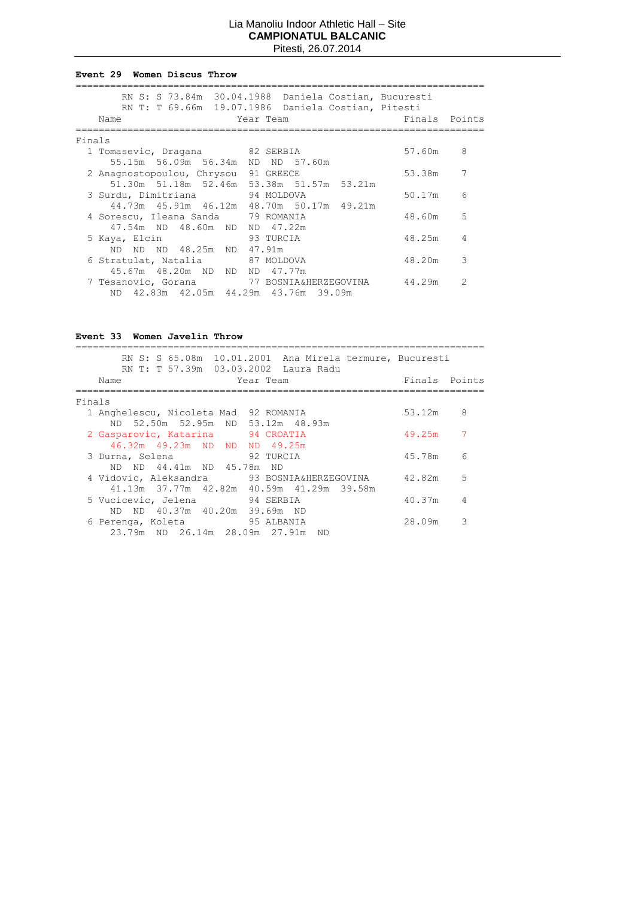Lia Manoliu Indoor Athletic Hall – Site
**CAMPIONATUL BALCANIC**
Pitesti, 26.07.2014

### Event 29 Women Discus Throw

RN S: S 73.84m 30.04.1988 Daniela Costian, Bucuresti
RN T: T 69.66m 19.07.1986 Daniela Costian, Pitesti

**Finals**

| Place | Name | Year | Team | Finals | Points |
|---|---|---|---|---|---|
| 1 | Tomasevic, Dragana | 82 | SERBIA | 57.60m | 8 |
| | 55.15m 56.09m 56.34m ND ND 57.60m | | | | |
| 2 | Anagnostopoulou, Chrysou | 91 | GREECE | 53.38m | 7 |
| | 51.30m 51.18m 52.46m 53.38m 51.57m 53.21m | | | | |
| 3 | Surdu, Dimitriana | 94 | MOLDOVA | 50.17m | 6 |
| | 44.73m 45.91m 46.12m 48.70m 50.17m 49.21m | | | | |
| 4 | Sorescu, Ileana Sanda | 79 | ROMANIA | 48.60m | 5 |
| | 47.54m ND 48.60m ND ND 47.22m | | | | |
| 5 | Kaya, Elcin | 93 | TURCIA | 48.25m | 4 |
| | ND ND ND 48.25m ND 47.91m | | | | |
| 6 | Stratulat, Natalia | 87 | MOLDOVA | 48.20m | 3 |
| | 45.67m 48.20m ND ND ND 47.77m | | | | |
| 7 | Tesanovic, Gorana | 77 | BOSNIA&HERZEGOVINA | 44.29m | 2 |
| | ND 42.83m 42.05m 44.29m 43.76m 39.09m | | | | |

### Event 33 Women Javelin Throw

RN S: S 65.08m 10.01.2001 Ana Mirela termure, Bucuresti
RN T: T 57.39m 03.03.2002 Laura Radu

**Finals**

| Place | Name | Year | Team | Finals | Points |
|---|---|---|---|---|---|
| 1 | Anghelescu, Nicoleta Mad | 92 | ROMANIA | 53.12m | 8 |
| | ND 52.50m 52.95m ND 53.12m 48.93m | | | | |
| 2 | Gasparovic, Katarina | 94 | CROATIA | 49.25m | 7 |
| | 46.32m 49.23m ND ND ND 49.25m | | | | |
| 3 | Durna, Selena | 92 | TURCIA | 45.78m | 6 |
| | ND ND 44.41m ND 45.78m ND | | | | |
| 4 | Vidovic, Aleksandra | 93 | BOSNIA&HERZEGOVINA | 42.82m | 5 |
| | 41.13m 37.77m 42.82m 40.59m 41.29m 39.58m | | | | |
| 5 | Vucicevic, Jelena | 94 | SERBIA | 40.37m | 4 |
| | ND ND 40.37m 40.20m 39.69m ND | | | | |
| 6 | Perenga, Koleta | 95 | ALBANIA | 28.09m | 3 |
| | 23.79m ND 26.14m 28.09m 27.91m ND | | | | |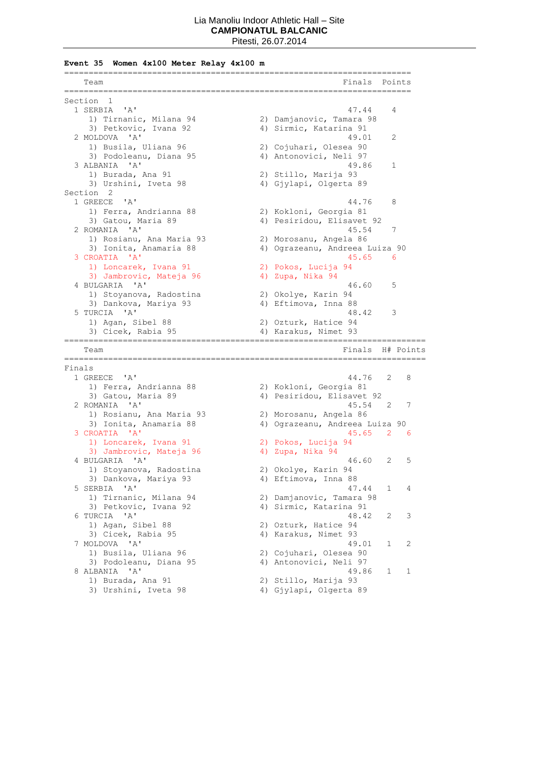Lia Manoliu Indoor Athletic Hall – Site
**CAMPIONATUL BALCANIC**
Pitesti, 26.07.2014

**Event 35 Women 4x100 Meter Relay 4x100 m**

| Team | | Finals | Points |
|---|---|---|---|
| **Section 1** | | | |
| 1 SERBIA 'A' | | 47.44 | 4 |
| 1) Tirnanic, Milana 94 | 2) Damjanovic, Tamara 98 | | |
| 3) Petkovic, Ivana 92 | 4) Sirmic, Katarina 91 | | |
| 2 MOLDOVA 'A' | | 49.01 | 2 |
| 1) Busila, Uliana 96 | 2) Cojuhari, Olesea 90 | | |
| 3) Podoleanu, Diana 95 | 4) Antonovici, Neli 97 | | |
| 3 ALBANIA 'A' | | 49.86 | 1 |
| 1) Burada, Ana 91 | 2) Stillo, Marija 93 | | |
| 3) Urshini, Iveta 98 | 4) Gjylapi, Olgerta 89 | | |
| **Section 2** | | | |
| 1 GREECE 'A' | | 44.76 | 8 |
| 1) Ferra, Andrianna 88 | 2) Kokloni, Georgia 81 | | |
| 3) Gatou, Maria 89 | 4) Pesiridou, Elisavet 92 | | |
| 2 ROMANIA 'A' | | 45.54 | 7 |
| 1) Rosianu, Ana Maria 93 | 2) Morosanu, Angela 86 | | |
| 3) Ionita, Anamaria 88 | 4) Ograzeanu, Andreea Luiza 90 | | |
| 3 CROATIA 'A' | | 45.65 | 6 |
| 1) Loncarek, Ivana 91 | 2) Pokos, Lucija 94 | | |
| 3) Jambrovic, Mateja 96 | 4) Zupa, Nika 94 | | |
| 4 BULGARIA 'A' | | 46.60 | 5 |
| 1) Stoyanova, Radostina | 2) Okolye, Karin 94 | | |
| 3) Dankova, Mariya 93 | 4) Eftimova, Inna 88 | | |
| 5 TURCIA 'A' | | 48.42 | 3 |
| 1) Agan, Sibel 88 | 2) Ozturk, Hatice 94 | | |
| 3) Cicek, Rabia 95 | 4) Karakus, Nimet 93 | | |

| Team | | Finals | H# | Points |
|---|---|---|---|---|
| **Finals** | | | | |
| 1 GREECE 'A' | | 44.76 | 2 | 8 |
| 1) Ferra, Andrianna 88 | 2) Kokloni, Georgia 81 | | | |
| 3) Gatou, Maria 89 | 4) Pesiridou, Elisavet 92 | | | |
| 2 ROMANIA 'A' | | 45.54 | 2 | 7 |
| 1) Rosianu, Ana Maria 93 | 2) Morosanu, Angela 86 | | | |
| 3) Ionita, Anamaria 88 | 4) Ograzeanu, Andreea Luiza 90 | | | |
| 3 CROATIA 'A' | | 45.65 | 2 | 6 |
| 1) Loncarek, Ivana 91 | 2) Pokos, Lucija 94 | | | |
| 3) Jambrovic, Mateja 96 | 4) Zupa, Nika 94 | | | |
| 4 BULGARIA 'A' | | 46.60 | 2 | 5 |
| 1) Stoyanova, Radostina | 2) Okolye, Karin 94 | | | |
| 3) Dankova, Mariya 93 | 4) Eftimova, Inna 88 | | | |
| 5 SERBIA 'A' | | 47.44 | 1 | 4 |
| 1) Tirnanic, Milana 94 | 2) Damjanovic, Tamara 98 | | | |
| 3) Petkovic, Ivana 92 | 4) Sirmic, Katarina 91 | | | |
| 6 TURCIA 'A' | | 48.42 | 2 | 3 |
| 1) Agan, Sibel 88 | 2) Ozturk, Hatice 94 | | | |
| 3) Cicek, Rabia 95 | 4) Karakus, Nimet 93 | | | |
| 7 MOLDOVA 'A' | | 49.01 | 1 | 2 |
| 1) Busila, Uliana 96 | 2) Cojuhari, Olesea 90 | | | |
| 3) Podoleanu, Diana 95 | 4) Antonovici, Neli 97 | | | |
| 8 ALBANIA 'A' | | 49.86 | 1 | 1 |
| 1) Burada, Ana 91 | 2) Stillo, Marija 93 | | | |
| 3) Urshini, Iveta 98 | 4) Gjylapi, Olgerta 89 | | | |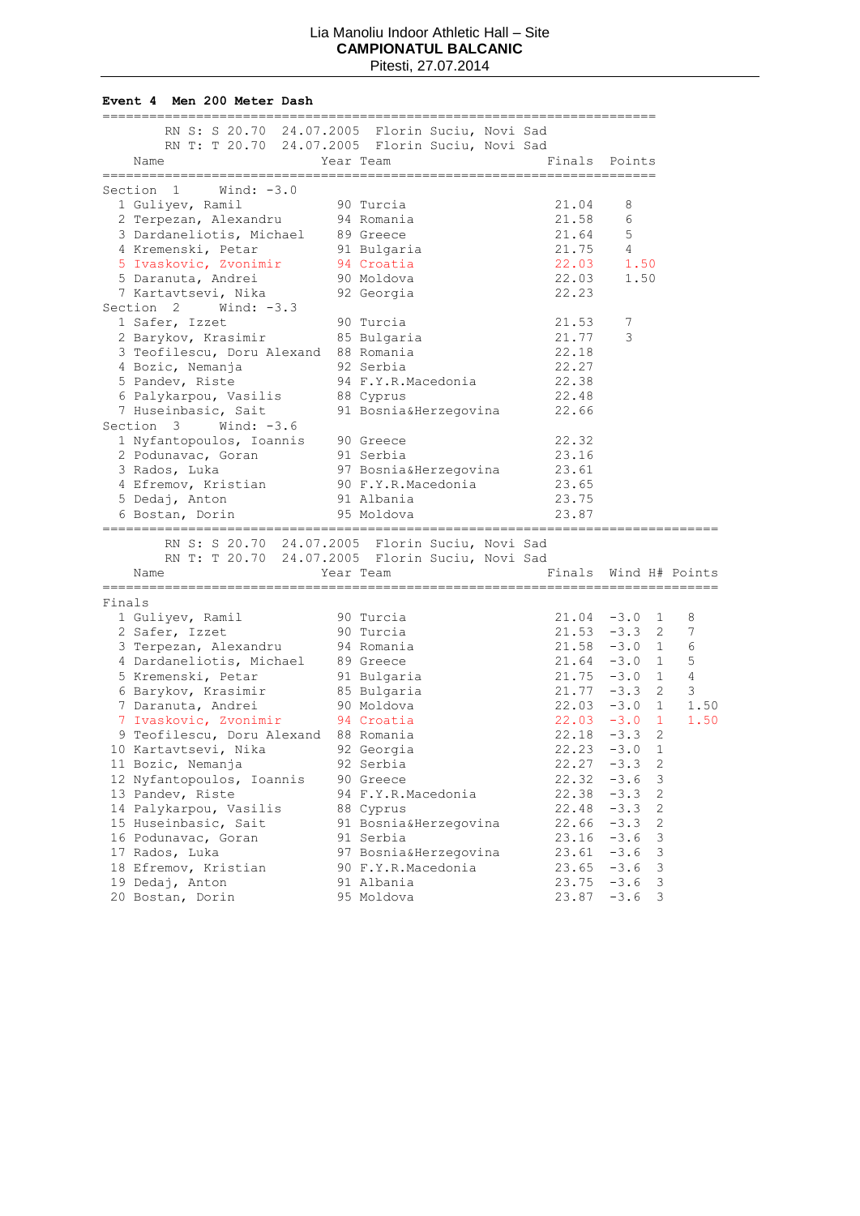Lia Manoliu Indoor Athletic Hall – Site
**CAMPIONATUL BALCANIC**
Pitesti, 27.07.2014

**Event 4 Men 200 Meter Dash**

RN S: S 20.70 24.07.2005 Florin Suciu, Novi Sad
RN T: T 20.70 24.07.2005 Florin Suciu, Novi Sad

| | Name | Year | Team | Finals | Points |
|---|---|---|---|---|---|
| **Section 1** | **Wind: -3.0** | | | | |
| 1 | Guliyev, Ramil | 90 | Turcia | 21.04 | 8 |
| 2 | Terpezan, Alexandru | 94 | Romania | 21.58 | 6 |
| 3 | Dardaneliotis, Michael | 89 | Greece | 21.64 | 5 |
| 4 | Kremenski, Petar | 91 | Bulgaria | 21.75 | 4 |
| 5 | Ivaskovic, Zvonimir | 94 | Croatia | 22.03 | 1.50 |
| 5 | Daranuta, Andrei | 90 | Moldova | 22.03 | 1.50 |
| 7 | Kartavtsevi, Nika | 92 | Georgia | 22.23 | |
| **Section 2** | **Wind: -3.3** | | | | |
| 1 | Safer, Izzet | 90 | Turcia | 21.53 | 7 |
| 2 | Barykov, Krasimir | 85 | Bulgaria | 21.77 | 3 |
| 3 | Teofilescu, Doru Alexand | 88 | Romania | 22.18 | |
| 4 | Bozic, Nemanja | 92 | Serbia | 22.27 | |
| 5 | Pandev, Riste | 94 | F.Y.R.Macedonia | 22.38 | |
| 6 | Palykarpou, Vasilis | 88 | Cyprus | 22.48 | |
| 7 | Huseinbasic, Sait | 91 | Bosnia&Herzegovina | 22.66 | |
| **Section 3** | **Wind: -3.6** | | | | |
| 1 | Nyfantopoulos, Ioannis | 90 | Greece | 22.32 | |
| 2 | Podunavac, Goran | 91 | Serbia | 23.16 | |
| 3 | Rados, Luka | 97 | Bosnia&Herzegovina | 23.61 | |
| 4 | Efremov, Kristian | 90 | F.Y.R.Macedonia | 23.65 | |
| 5 | Dedaj, Anton | 91 | Albania | 23.75 | |
| 6 | Bostan, Dorin | 95 | Moldova | 23.87 | |

RN S: S 20.70 24.07.2005 Florin Suciu, Novi Sad
RN T: T 20.70 24.07.2005 Florin Suciu, Novi Sad

**Finals**

| | Name | Year | Team | Finals | Wind | H# | Points |
|---|---|---|---|---|---|---|---|
| 1 | Guliyev, Ramil | 90 | Turcia | 21.04 | -3.0 | 1 | 8 |
| 2 | Safer, Izzet | 90 | Turcia | 21.53 | -3.3 | 2 | 7 |
| 3 | Terpezan, Alexandru | 94 | Romania | 21.58 | -3.0 | 1 | 6 |
| 4 | Dardaneliotis, Michael | 89 | Greece | 21.64 | -3.0 | 1 | 5 |
| 5 | Kremenski, Petar | 91 | Bulgaria | 21.75 | -3.0 | 1 | 4 |
| 6 | Barykov, Krasimir | 85 | Bulgaria | 21.77 | -3.3 | 2 | 3 |
| 7 | Daranuta, Andrei | 90 | Moldova | 22.03 | -3.0 | 1 | 1.50 |
| 7 | Ivaskovic, Zvonimir | 94 | Croatia | 22.03 | -3.0 | 1 | 1.50 |
| 9 | Teofilescu, Doru Alexand | 88 | Romania | 22.18 | -3.3 | 2 | |
| 10 | Kartavtsevi, Nika | 92 | Georgia | 22.23 | -3.0 | 1 | |
| 11 | Bozic, Nemanja | 92 | Serbia | 22.27 | -3.3 | 2 | |
| 12 | Nyfantopoulos, Ioannis | 90 | Greece | 22.32 | -3.6 | 3 | |
| 13 | Pandev, Riste | 94 | F.Y.R.Macedonia | 22.38 | -3.3 | 2 | |
| 14 | Palykarpou, Vasilis | 88 | Cyprus | 22.48 | -3.3 | 2 | |
| 15 | Huseinbasic, Sait | 91 | Bosnia&Herzegovina | 22.66 | -3.3 | 2 | |
| 16 | Podunavac, Goran | 91 | Serbia | 23.16 | -3.6 | 3 | |
| 17 | Rados, Luka | 97 | Bosnia&Herzegovina | 23.61 | -3.6 | 3 | |
| 18 | Efremov, Kristian | 90 | F.Y.R.Macedonia | 23.65 | -3.6 | 3 | |
| 19 | Dedaj, Anton | 91 | Albania | 23.75 | -3.6 | 3 | |
| 20 | Bostan, Dorin | 95 | Moldova | 23.87 | -3.6 | 3 | |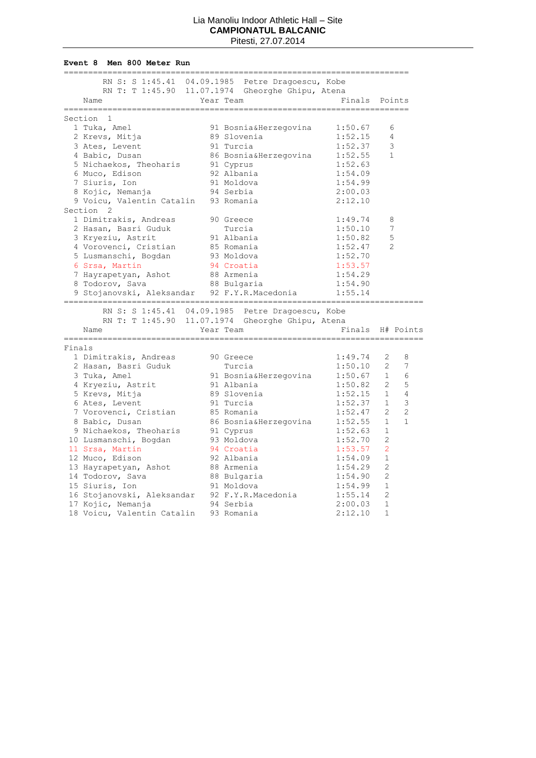Lia Manoliu Indoor Athletic Hall – Site
**CAMPIONATUL BALCANIC**
Pitesti, 27.07.2014

**Event 8 Men 800 Meter Run**

RN S: S 1:45.41 04.09.1985 Petre Dragoescu, Kobe
RN T: T 1:45.90 11.07.1974 Gheorghe Ghipu, Atena

| | Name | Year | Team | Finals | Points |
|---|---|---|---|---|---|
| **Section 1** | | | | | |
| 1 | Tuka, Amel | 91 | Bosnia&Herzegovina | 1:50.67 | 6 |
| 2 | Krevs, Mitja | 89 | Slovenia | 1:52.15 | 4 |
| 3 | Ates, Levent | 91 | Turcia | 1:52.37 | 3 |
| 4 | Babic, Dusan | 86 | Bosnia&Herzegovina | 1:52.55 | 1 |
| 5 | Nichaekos, Theoharis | 91 | Cyprus | 1:52.63 | |
| 6 | Muco, Edison | 92 | Albania | 1:54.09 | |
| 7 | Siuris, Ion | 91 | Moldova | 1:54.99 | |
| 8 | Kojic, Nemanja | 94 | Serbia | 2:00.03 | |
| 9 | Voicu, Valentin Catalin | 93 | Romania | 2:12.10 | |
| **Section 2** | | | | | |
| 1 | Dimitrakis, Andreas | 90 | Greece | 1:49.74 | 8 |
| 2 | Hasan, Basri Guduk | | Turcia | 1:50.10 | 7 |
| 3 | Kryeziu, Astrit | 91 | Albania | 1:50.82 | 5 |
| 4 | Vorovenci, Cristian | 85 | Romania | 1:52.47 | 2 |
| 5 | Lusmanschi, Bogdan | 93 | Moldova | 1:52.70 | |
| 6 | Srsa, Martin | 94 | Croatia | 1:53.57 | |
| 7 | Hayrapetyan, Ashot | 88 | Armenia | 1:54.29 | |
| 8 | Todorov, Sava | 88 | Bulgaria | 1:54.90 | |
| 9 | Stojanovski, Aleksandar | 92 | F.Y.R.Macedonia | 1:55.14 | |

RN S: S 1:45.41 04.09.1985 Petre Dragoescu, Kobe
RN T: T 1:45.90 11.07.1974 Gheorghe Ghipu, Atena

| | Name | Year | Team | Finals | H# | Points |
|---|---|---|---|---|---|---|
| **Finals** | | | | | | |
| 1 | Dimitrakis, Andreas | 90 | Greece | 1:49.74 | 2 | 8 |
| 2 | Hasan, Basri Guduk | | Turcia | 1:50.10 | 2 | 7 |
| 3 | Tuka, Amel | 91 | Bosnia&Herzegovina | 1:50.67 | 1 | 6 |
| 4 | Kryeziu, Astrit | 91 | Albania | 1:50.82 | 2 | 5 |
| 5 | Krevs, Mitja | 89 | Slovenia | 1:52.15 | 1 | 4 |
| 6 | Ates, Levent | 91 | Turcia | 1:52.37 | 1 | 3 |
| 7 | Vorovenci, Cristian | 85 | Romania | 1:52.47 | 2 | 2 |
| 8 | Babic, Dusan | 86 | Bosnia&Herzegovina | 1:52.55 | 1 | 1 |
| 9 | Nichaekos, Theoharis | 91 | Cyprus | 1:52.63 | 1 | |
| 10 | Lusmanschi, Bogdan | 93 | Moldova | 1:52.70 | 2 | |
| 11 | Srsa, Martin | 94 | Croatia | 1:53.57 | 2 | |
| 12 | Muco, Edison | 92 | Albania | 1:54.09 | 1 | |
| 13 | Hayrapetyan, Ashot | 88 | Armenia | 1:54.29 | 2 | |
| 14 | Todorov, Sava | 88 | Bulgaria | 1:54.90 | 2 | |
| 15 | Siuris, Ion | 91 | Moldova | 1:54.99 | 1 | |
| 16 | Stojanovski, Aleksandar | 92 | F.Y.R.Macedonia | 1:55.14 | 2 | |
| 17 | Kojic, Nemanja | 94 | Serbia | 2:00.03 | 1 | |
| 18 | Voicu, Valentin Catalin | 93 | Romania | 2:12.10 | 1 | |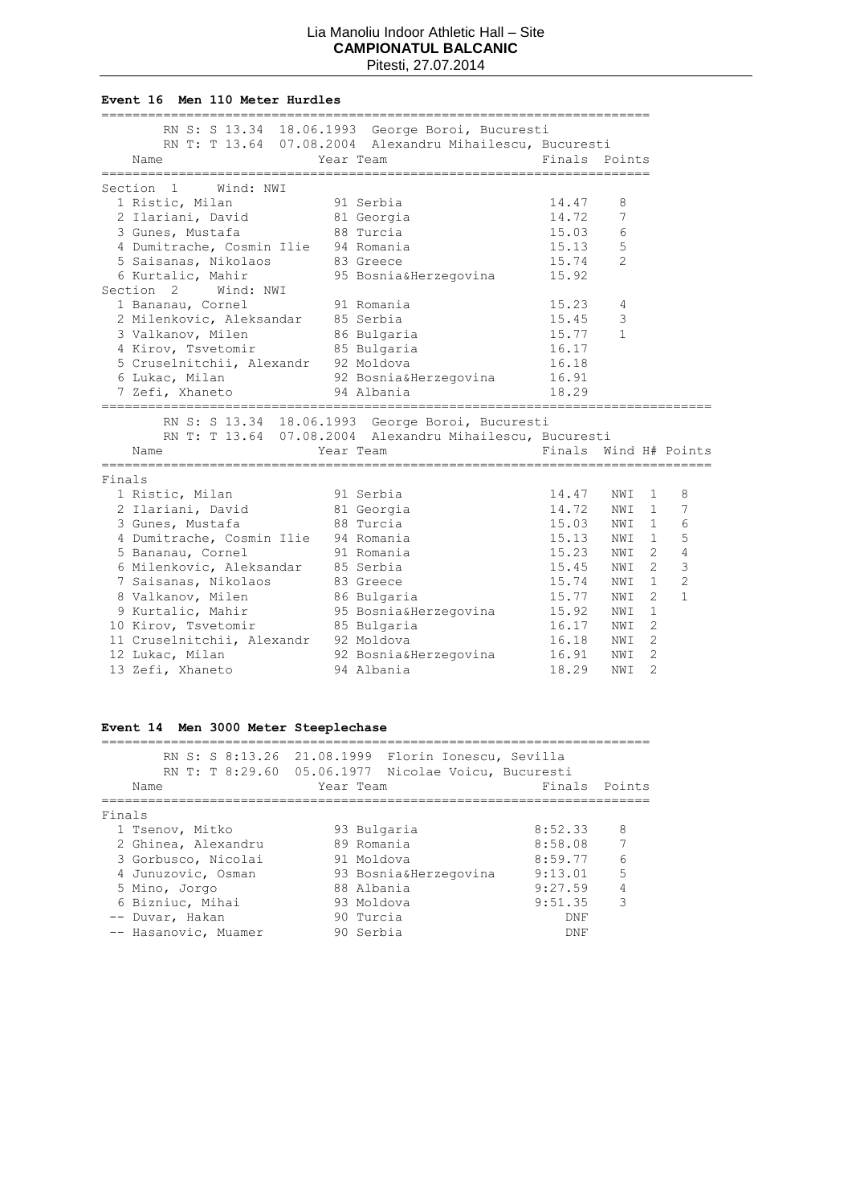Lia Manoliu Indoor Athletic Hall – Site
**CAMPIONATUL BALCANIC**
Pitesti, 27.07.2014

**Event 16 Men 110 Meter Hurdles**

RN S: S 13.34 18.06.1993 George Boroi, Bucuresti
RN T: T 13.64 07.08.2004 Alexandru Mihailescu, Bucuresti

Section 1 Wind: NWI

| | Name | Year | Team | Finals | Points |
|---|---|---|---|---|---|
| 1 | Ristic, Milan | 91 | Serbia | 14.47 | 8 |
| 2 | Ilariani, David | 81 | Georgia | 14.72 | 7 |
| 3 | Gunes, Mustafa | 88 | Turcia | 15.03 | 6 |
| 4 | Dumitrache, Cosmin Ilie | 94 | Romania | 15.13 | 5 |
| 5 | Saisanas, Nikolaos | 83 | Greece | 15.74 | 2 |
| 6 | Kurtalic, Mahir | 95 | Bosnia&Herzegovina | 15.92 | |

Section 2 Wind: NWI

| | Name | Year | Team | Finals | Points |
|---|---|---|---|---|---|
| 1 | Bananau, Cornel | 91 | Romania | 15.23 | 4 |
| 2 | Milenkovic, Aleksandar | 85 | Serbia | 15.45 | 3 |
| 3 | Valkanov, Milen | 86 | Bulgaria | 15.77 | 1 |
| 4 | Kirov, Tsvetomir | 85 | Bulgaria | 16.17 | |
| 5 | Cruselnitchii, Alexandr | 92 | Moldova | 16.18 | |
| 6 | Lukac, Milan | 92 | Bosnia&Herzegovina | 16.91 | |
| 7 | Zefi, Xhaneto | 94 | Albania | 18.29 | |

RN S: S 13.34 18.06.1993 George Boroi, Bucuresti
RN T: T 13.64 07.08.2004 Alexandru Mihailescu, Bucuresti

Finals

| | Name | Year | Team | Finals | Wind | H# | Points |
|---|---|---|---|---|---|---|---|
| 1 | Ristic, Milan | 91 | Serbia | 14.47 | NWI | 1 | 8 |
| 2 | Ilariani, David | 81 | Georgia | 14.72 | NWI | 1 | 7 |
| 3 | Gunes, Mustafa | 88 | Turcia | 15.03 | NWI | 1 | 6 |
| 4 | Dumitrache, Cosmin Ilie | 94 | Romania | 15.13 | NWI | 1 | 5 |
| 5 | Bananau, Cornel | 91 | Romania | 15.23 | NWI | 2 | 4 |
| 6 | Milenkovic, Aleksandar | 85 | Serbia | 15.45 | NWI | 2 | 3 |
| 7 | Saisanas, Nikolaos | 83 | Greece | 15.74 | NWI | 1 | 2 |
| 8 | Valkanov, Milen | 86 | Bulgaria | 15.77 | NWI | 2 | 1 |
| 9 | Kurtalic, Mahir | 95 | Bosnia&Herzegovina | 15.92 | NWI | 1 | |
| 10 | Kirov, Tsvetomir | 85 | Bulgaria | 16.17 | NWI | 2 | |
| 11 | Cruselnitchii, Alexandr | 92 | Moldova | 16.18 | NWI | 2 | |
| 12 | Lukac, Milan | 92 | Bosnia&Herzegovina | 16.91 | NWI | 2 | |
| 13 | Zefi, Xhaneto | 94 | Albania | 18.29 | NWI | 2 | |

**Event 14 Men 3000 Meter Steeplechase**

RN S: S 8:13.26 21.08.1999 Florin Ionescu, Sevilla
RN T: T 8:29.60 05.06.1977 Nicolae Voicu, Bucuresti

Finals

| | Name | Year | Team | Finals | Points |
|---|---|---|---|---|---|
| 1 | Tsenov, Mitko | 93 | Bulgaria | 8:52.33 | 8 |
| 2 | Ghinea, Alexandru | 89 | Romania | 8:58.08 | 7 |
| 3 | Gorbusco, Nicolai | 91 | Moldova | 8:59.77 | 6 |
| 4 | Junuzovic, Osman | 93 | Bosnia&Herzegovina | 9:13.01 | 5 |
| 5 | Mino, Jorgo | 88 | Albania | 9:27.59 | 4 |
| 6 | Bizniuc, Mihai | 93 | Moldova | 9:51.35 | 3 |
| -- | Duvar, Hakan | 90 | Turcia | DNF | |
| -- | Hasanovic, Muamer | 90 | Serbia | DNF | |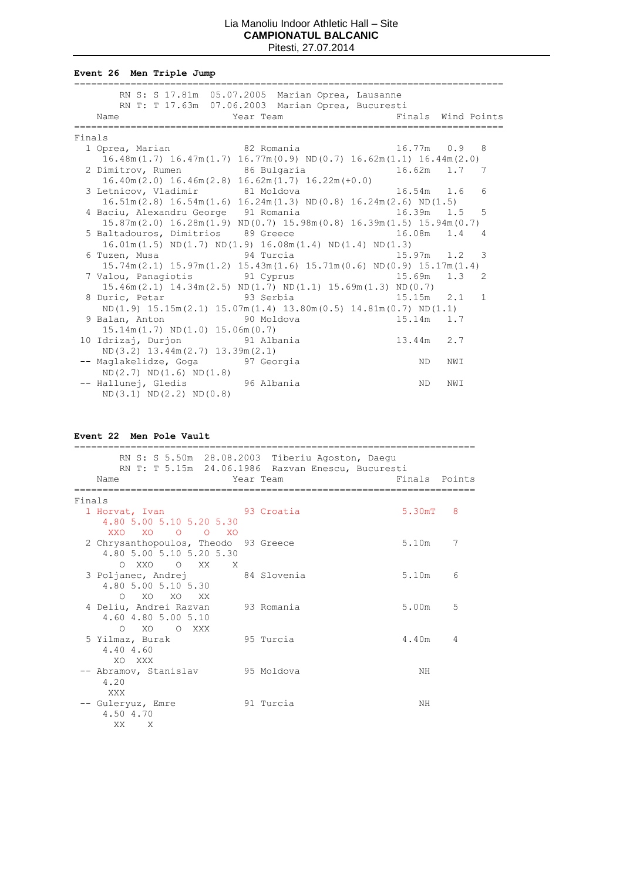Lia Manoliu Indoor Athletic Hall – Site
**CAMPIONATUL BALCANIC**
Pitesti, 27.07.2014

### Event 26 Men Triple Jump

RN S: S 17.81m 05.07.2005 Marian Oprea, Lausanne
RN T: T 17.63m 07.06.2003 Marian Oprea, Bucuresti

**Finals**

| Pl | Name | Year | Team | Finals | Wind | Points |
|---|---|---|---|---|---|---|
| 1 | Oprea, Marian | 82 | Romania | 16.77m | 0.9 | 8 |
| | 16.48m(1.7) 16.47m(1.7) 16.77m(0.9) ND(0.7) 16.62m(1.1) 16.44m(2.0) | | | | | |
| 2 | Dimitrov, Rumen | 86 | Bulgaria | 16.62m | 1.7 | 7 |
| | 16.40m(2.0) 16.46m(2.8) 16.62m(1.7) 16.22m(+0.0) | | | | | |
| 3 | Letnicov, Vladimir | 81 | Moldova | 16.54m | 1.6 | 6 |
| | 16.51m(2.8) 16.54m(1.6) 16.24m(1.3) ND(0.8) 16.24m(2.6) ND(1.5) | | | | | |
| 4 | Baciu, Alexandru George | 91 | Romania | 16.39m | 1.5 | 5 |
| | 15.87m(2.0) 16.28m(1.9) ND(0.7) 15.98m(0.8) 16.39m(1.5) 15.94m(0.7) | | | | | |
| 5 | Baltadouros, Dimitrios | 89 | Greece | 16.08m | 1.4 | 4 |
| | 16.01m(1.5) ND(1.7) ND(1.9) 16.08m(1.4) ND(1.4) ND(1.3) | | | | | |
| 6 | Tuzen, Musa | 94 | Turcia | 15.97m | 1.2 | 3 |
| | 15.74m(2.1) 15.97m(1.2) 15.43m(1.6) 15.71m(0.6) ND(0.9) 15.17m(1.4) | | | | | |
| 7 | Valou, Panagiotis | 91 | Cyprus | 15.69m | 1.3 | 2 |
| | 15.46m(2.1) 14.34m(2.5) ND(1.7) ND(1.1) 15.69m(1.3) ND(0.7) | | | | | |
| 8 | Duric, Petar | 93 | Serbia | 15.15m | 2.1 | 1 |
| | ND(1.9) 15.15m(2.1) 15.07m(1.4) 13.80m(0.5) 14.81m(0.7) ND(1.1) | | | | | |
| 9 | Balan, Anton | 90 | Moldova | 15.14m | 1.7 | |
| | 15.14m(1.7) ND(1.0) 15.06m(0.7) | | | | | |
| 10 | Idrizaj, Durjon | 91 | Albania | 13.44m | 2.7 | |
| | ND(3.2) 13.44m(2.7) 13.39m(2.1) | | | | | |
| -- | Maglakelidze, Goga | 97 | Georgia | ND | NWI | |
| | ND(2.7) ND(1.6) ND(1.8) | | | | | |
| -- | Hallunej, Gledis | 96 | Albania | ND | NWI | |
| | ND(3.1) ND(2.2) ND(0.8) | | | | | |

### Event 22 Men Pole Vault

RN S: S 5.50m 28.08.2003 Tiberiu Agoston, Daegu
RN T: T 5.15m 24.06.1986 Razvan Enescu, Bucuresti

**Finals**

| Pl | Name | Year | Team | Finals | Points |
|---|---|---|---|---|---|
| 1 | Horvat, Ivan | 93 | Croatia | 5.30mT | 8 |
| | 4.80 5.00 5.10 5.20 5.30 / XXO XO O O XO | | | | |
| 2 | Chrysanthopoulos, Theodo | 93 | Greece | 5.10m | 7 |
| | 4.80 5.00 5.10 5.20 5.30 / O XXO O XX X | | | | |
| 3 | Poljanec, Andrej | 84 | Slovenia | 5.10m | 6 |
| | 4.80 5.00 5.10 5.30 / O XO XO XX | | | | |
| 4 | Deliu, Andrei Razvan | 93 | Romania | 5.00m | 5 |
| | 4.60 4.80 5.00 5.10 / O XO O XXX | | | | |
| 5 | Yilmaz, Burak | 95 | Turcia | 4.40m | 4 |
| | 4.40 4.60 / XO XXX | | | | |
| -- | Abramov, Stanislav | 95 | Moldova | NH | |
| | 4.20 / XXX | | | | |
| -- | Guleryuz, Emre | 91 | Turcia | NH | |
| | 4.50 4.70 / XX X | | | | |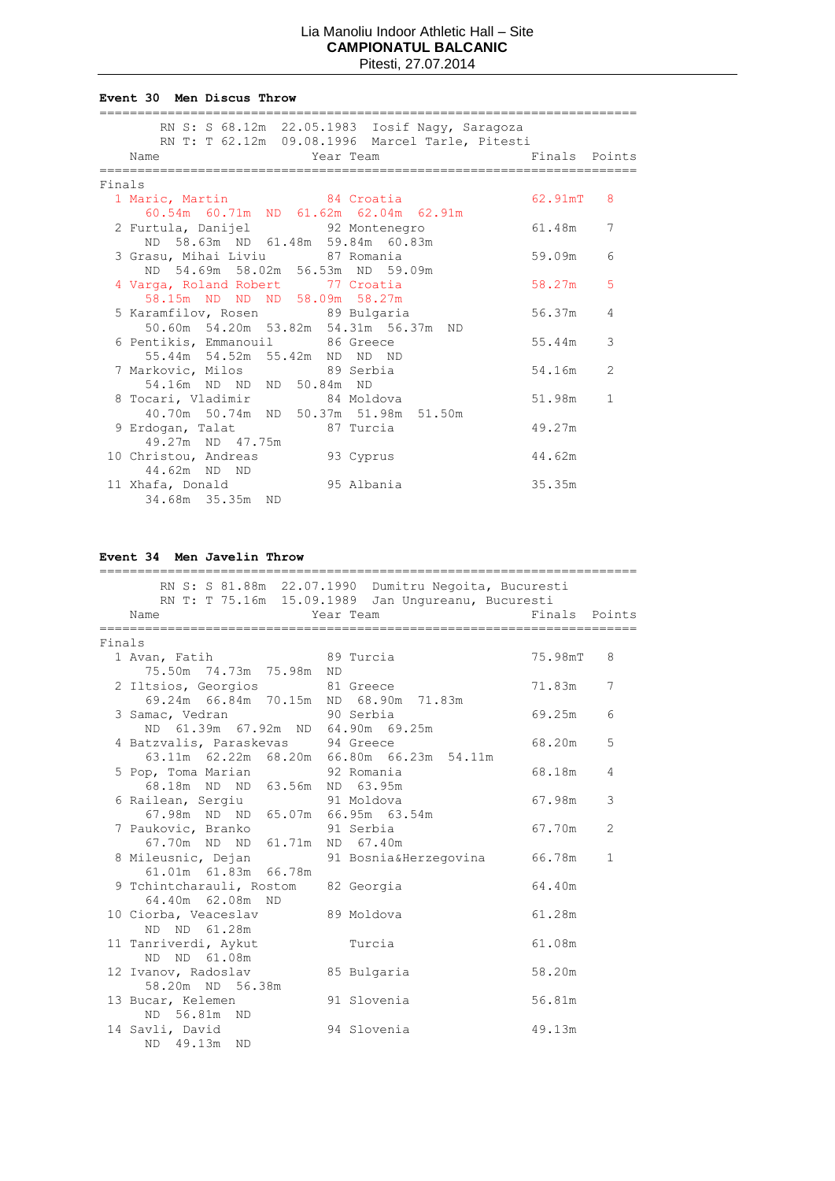Lia Manoliu Indoor Athletic Hall – Site
**CAMPIONATUL BALCANIC**
Pitesti, 27.07.2014

### Event 30  Men Discus Throw

RN S: S 68.12m  22.05.1983  Iosif Nagy, Saragoza
RN T: T 62.12m  09.08.1996  Marcel Tarle, Pitesti

**Finals**

| Place | Name | Year | Team | Finals | Points |
|---|---|---|---|---|---|
| 1 | Maric, Martin | 84 | Croatia | 62.91mT | 8 |
| | 60.54m  60.71m  ND  61.62m  62.04m  62.91m | | | | |
| 2 | Furtula, Danijel | 92 | Montenegro | 61.48m | 7 |
| | ND  58.63m  ND  61.48m  59.84m  60.83m | | | | |
| 3 | Grasu, Mihai Liviu | 87 | Romania | 59.09m | 6 |
| | ND  54.69m  58.02m  56.53m  ND  59.09m | | | | |
| 4 | Varga, Roland Robert | 77 | Croatia | 58.27m | 5 |
| | 58.15m  ND  ND  ND  58.09m  58.27m | | | | |
| 5 | Karamfilov, Rosen | 89 | Bulgaria | 56.37m | 4 |
| | 50.60m  54.20m  53.82m  54.31m  56.37m  ND | | | | |
| 6 | Pentikis, Emmanouil | 86 | Greece | 55.44m | 3 |
| | 55.44m  54.52m  55.42m  ND  ND  ND | | | | |
| 7 | Markovic, Milos | 89 | Serbia | 54.16m | 2 |
| | 54.16m  ND  ND  ND  50.84m  ND | | | | |
| 8 | Tocari, Vladimir | 84 | Moldova | 51.98m | 1 |
| | 40.70m  50.74m  ND  50.37m  51.98m  51.50m | | | | |
| 9 | Erdogan, Talat | 87 | Turcia | 49.27m | |
| | 49.27m  ND  47.75m | | | | |
| 10 | Christou, Andreas | 93 | Cyprus | 44.62m | |
| | 44.62m  ND  ND | | | | |
| 11 | Xhafa, Donald | 95 | Albania | 35.35m | |
| | 34.68m  35.35m  ND | | | | |

### Event 34  Men Javelin Throw

RN S: S 81.88m  22.07.1990  Dumitru Negoita, Bucuresti
RN T: T 75.16m  15.09.1989  Jan Ungureanu, Bucuresti

**Finals**

| Place | Name | Year | Team | Finals | Points |
|---|---|---|---|---|---|
| 1 | Avan, Fatih | 89 | Turcia | 75.98mT | 8 |
| | 75.50m  74.73m  75.98m  ND | | | | |
| 2 | Iltsios, Georgios | 81 | Greece | 71.83m | 7 |
| | 69.24m  66.84m  70.15m  ND  68.90m  71.83m | | | | |
| 3 | Samac, Vedran | 90 | Serbia | 69.25m | 6 |
| | ND  61.39m  67.92m  ND  64.90m  69.25m | | | | |
| 4 | Batzvalis, Paraskevas | 94 | Greece | 68.20m | 5 |
| | 63.11m  62.22m  68.20m  66.80m  66.23m  54.11m | | | | |
| 5 | Pop, Toma Marian | 92 | Romania | 68.18m | 4 |
| | 68.18m  ND  ND  63.56m  ND  63.95m | | | | |
| 6 | Railean, Sergiu | 91 | Moldova | 67.98m | 3 |
| | 67.98m  ND  ND  65.07m  66.95m  63.54m | | | | |
| 7 | Paukovic, Branko | 91 | Serbia | 67.70m | 2 |
| | 67.70m  ND  ND  61.71m  ND  67.40m | | | | |
| 8 | Mileusnic, Dejan | 91 | Bosnia&Herzegovina | 66.78m | 1 |
| | 61.01m  61.83m  66.78m | | | | |
| 9 | Tchintcharauli, Rostom | 82 | Georgia | 64.40m | |
| | 64.40m  62.08m  ND | | | | |
| 10 | Ciorba, Veaceslav | 89 | Moldova | 61.28m | |
| | ND  ND  61.28m | | | | |
| 11 | Tanriverdi, Aykut | | Turcia | 61.08m | |
| | ND  ND  61.08m | | | | |
| 12 | Ivanov, Radoslav | 85 | Bulgaria | 58.20m | |
| | 58.20m  ND  56.38m | | | | |
| 13 | Bucar, Kelemen | 91 | Slovenia | 56.81m | |
| | ND  56.81m  ND | | | | |
| 14 | Savli, David | 94 | Slovenia | 49.13m | |
| | ND  49.13m  ND | | | | |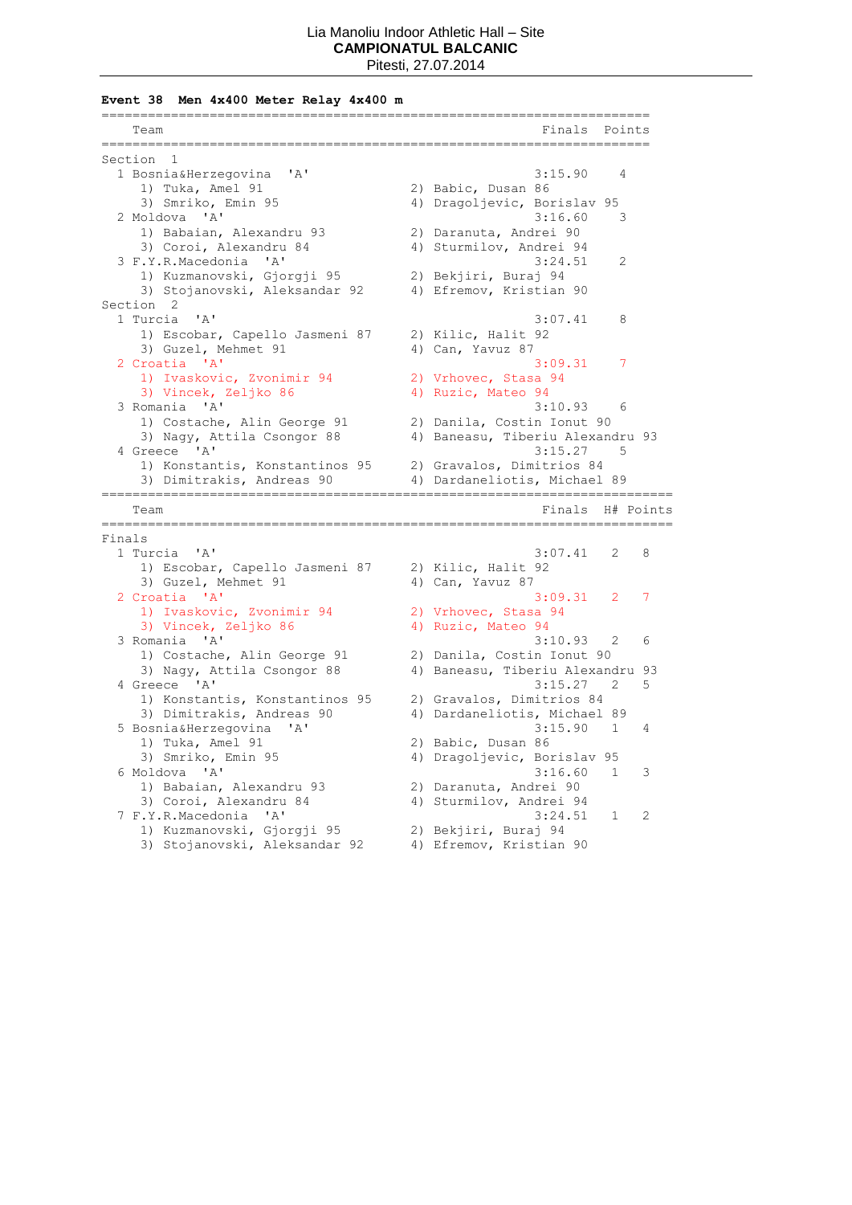Lia Manoliu Indoor Athletic Hall – Site
**CAMPIONATUL BALCANIC**
Pitesti, 27.07.2014

**Event 38 Men 4x400 Meter Relay 4x400 m**

```
======================================================================
    Team                                                Finals  Points
======================================================================
Section  1
  1 Bosnia&Herzegovina  'A'                            3:15.90    4
     1) Tuka, Amel 91                  2) Babic, Dusan 86
     3) Smriko, Emin 95                4) Dragoljevic, Borislav 95
  2 Moldova  'A'                                       3:16.60    3
     1) Babaian, Alexandru 93          2) Daranuta, Andrei 90
     3) Coroi, Alexandru 84            4) Sturmilov, Andrei 94
  3 F.Y.R.Macedonia  'A'                               3:24.51    2
     1) Kuzmanovski, Gjorgji 95        2) Bekjiri, Buraj 94
     3) Stojanovski, Aleksandar 92     4) Efremov, Kristian 90
Section  2
  1 Turcia  'A'                                        3:07.41    8
     1) Escobar, Capello Jasmeni 87    2) Kilic, Halit 92
     3) Guzel, Mehmet 91               4) Can, Yavuz 87
  2 Croatia  'A'                                       3:09.31    7
     1) Ivaskovic, Zvonimir 94         2) Vrhovec, Stasa 94
     3) Vincek, Zeljko 86              4) Ruzic, Mateo 94
  3 Romania  'A'                                       3:10.93    6
     1) Costache, Alin George 91       2) Danila, Costin Ionut 90
     3) Nagy, Attila Csongor 88        4) Baneasu, Tiberiu Alexandru 93
  4 Greece  'A'                                        3:15.27    5
     1) Konstantis, Konstantinos 95    2) Gravalos, Dimitrios 84
     3) Dimitrakis, Andreas 90         4) Dardaneliotis, Michael 89
=========================================================================
    Team                                                Finals  H# Points
=========================================================================
Finals
  1 Turcia  'A'                                        3:07.41   2   8
     1) Escobar, Capello Jasmeni 87    2) Kilic, Halit 92
     3) Guzel, Mehmet 91               4) Can, Yavuz 87
  2 Croatia  'A'                                       3:09.31   2   7
     1) Ivaskovic, Zvonimir 94         2) Vrhovec, Stasa 94
     3) Vincek, Zeljko 86              4) Ruzic, Mateo 94
  3 Romania  'A'                                       3:10.93   2   6
     1) Costache, Alin George 91       2) Danila, Costin Ionut 90
     3) Nagy, Attila Csongor 88        4) Baneasu, Tiberiu Alexandru 93
  4 Greece  'A'                                        3:15.27   2   5
     1) Konstantis, Konstantinos 95    2) Gravalos, Dimitrios 84
     3) Dimitrakis, Andreas 90         4) Dardaneliotis, Michael 89
  5 Bosnia&Herzegovina  'A'                            3:15.90   1   4
     1) Tuka, Amel 91                  2) Babic, Dusan 86
     3) Smriko, Emin 95                4) Dragoljevic, Borislav 95
  6 Moldova  'A'                                       3:16.60   1   3
     1) Babaian, Alexandru 93          2) Daranuta, Andrei 90
     3) Coroi, Alexandru 84            4) Sturmilov, Andrei 94
  7 F.Y.R.Macedonia  'A'                               3:24.51   1   2
     1) Kuzmanovski, Gjorgji 95        2) Bekjiri, Buraj 94
     3) Stojanovski, Aleksandar 92     4) Efremov, Kristian 90
```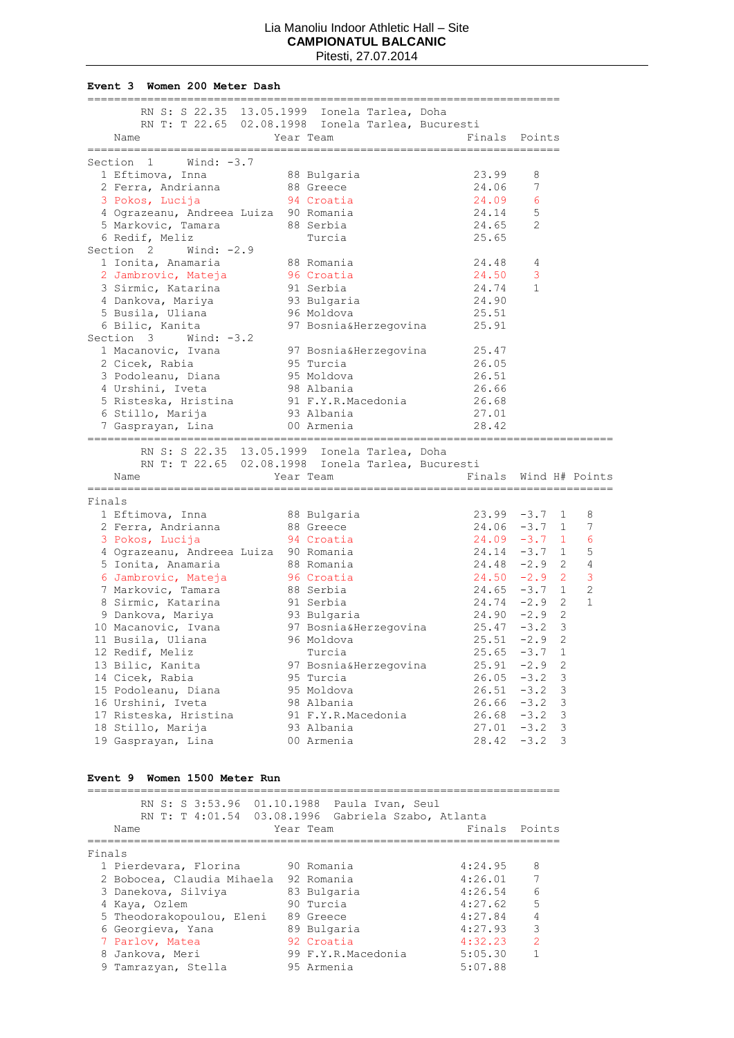Lia Manoliu Indoor Athletic Hall – Site
**CAMPIONATUL BALCANIC**
Pitesti, 27.07.2014

### Event 3 Women 200 Meter Dash

RN S: S 22.35 13.05.1999 Ionela Tarlea, Doha
RN T: T 22.65 02.08.1998 Ionela Tarlea, Bucuresti

| | Name | Year | Team | Finals | Points |
|---|---|---|---|---|---|
| **Section 1** | **Wind: -3.7** | | | | |
| 1 | Eftimova, Inna | 88 | Bulgaria | 23.99 | 8 |
| 2 | Ferra, Andrianna | 88 | Greece | 24.06 | 7 |
| 3 | Pokos, Lucija | 94 | Croatia | 24.09 | 6 |
| 4 | Ograzeanu, Andreea Luiza | 90 | Romania | 24.14 | 5 |
| 5 | Markovic, Tamara | 88 | Serbia | 24.65 | 2 |
| 6 | Redif, Meliz | | Turcia | 25.65 | |
| **Section 2** | **Wind: -2.9** | | | | |
| 1 | Ionita, Anamaria | 88 | Romania | 24.48 | 4 |
| 2 | Jambrovic, Mateja | 96 | Croatia | 24.50 | 3 |
| 3 | Sirmic, Katarina | 91 | Serbia | 24.74 | 1 |
| 4 | Dankova, Mariya | 93 | Bulgaria | 24.90 | |
| 5 | Busila, Uliana | 96 | Moldova | 25.51 | |
| 6 | Bilic, Kanita | 97 | Bosnia&Herzegovina | 25.91 | |
| **Section 3** | **Wind: -3.2** | | | | |
| 1 | Macanovic, Ivana | 97 | Bosnia&Herzegovina | 25.47 | |
| 2 | Cicek, Rabia | 95 | Turcia | 26.05 | |
| 3 | Podoleanu, Diana | 95 | Moldova | 26.51 | |
| 4 | Urshini, Iveta | 98 | Albania | 26.66 | |
| 5 | Risteska, Hristina | 91 | F.Y.R.Macedonia | 26.68 | |
| 6 | Stillo, Marija | 93 | Albania | 27.01 | |
| 7 | Gasprayan, Lina | 00 | Armenia | 28.42 | |

RN S: S 22.35 13.05.1999 Ionela Tarlea, Doha
RN T: T 22.65 02.08.1998 Ionela Tarlea, Bucuresti

**Finals**

| | Name | Year | Team | Finals | Wind | H# | Points |
|---|---|---|---|---|---|---|---|
| 1 | Eftimova, Inna | 88 | Bulgaria | 23.99 | -3.7 | 1 | 8 |
| 2 | Ferra, Andrianna | 88 | Greece | 24.06 | -3.7 | 1 | 7 |
| 3 | Pokos, Lucija | 94 | Croatia | 24.09 | -3.7 | 1 | 6 |
| 4 | Ograzeanu, Andreea Luiza | 90 | Romania | 24.14 | -3.7 | 1 | 5 |
| 5 | Ionita, Anamaria | 88 | Romania | 24.48 | -2.9 | 2 | 4 |
| 6 | Jambrovic, Mateja | 96 | Croatia | 24.50 | -2.9 | 2 | 3 |
| 7 | Markovic, Tamara | 88 | Serbia | 24.65 | -3.7 | 1 | 2 |
| 8 | Sirmic, Katarina | 91 | Serbia | 24.74 | -2.9 | 2 | 1 |
| 9 | Dankova, Mariya | 93 | Bulgaria | 24.90 | -2.9 | 2 | |
| 10 | Macanovic, Ivana | 97 | Bosnia&Herzegovina | 25.47 | -3.2 | 3 | |
| 11 | Busila, Uliana | 96 | Moldova | 25.51 | -2.9 | 2 | |
| 12 | Redif, Meliz | | Turcia | 25.65 | -3.7 | 1 | |
| 13 | Bilic, Kanita | 97 | Bosnia&Herzegovina | 25.91 | -2.9 | 2 | |
| 14 | Cicek, Rabia | 95 | Turcia | 26.05 | -3.2 | 3 | |
| 15 | Podoleanu, Diana | 95 | Moldova | 26.51 | -3.2 | 3 | |
| 16 | Urshini, Iveta | 98 | Albania | 26.66 | -3.2 | 3 | |
| 17 | Risteska, Hristina | 91 | F.Y.R.Macedonia | 26.68 | -3.2 | 3 | |
| 18 | Stillo, Marija | 93 | Albania | 27.01 | -3.2 | 3 | |
| 19 | Gasprayan, Lina | 00 | Armenia | 28.42 | -3.2 | 3 | |

### Event 9 Women 1500 Meter Run

RN S: S 3:53.96 01.10.1988 Paula Ivan, Seul
RN T: T 4:01.54 03.08.1996 Gabriela Szabo, Atlanta

**Finals**

| | Name | Year | Team | Finals | Points |
|---|---|---|---|---|---|
| 1 | Pierdevara, Florina | 90 | Romania | 4:24.95 | 8 |
| 2 | Bobocea, Claudia Mihaela | 92 | Romania | 4:26.01 | 7 |
| 3 | Danekova, Silviya | 83 | Bulgaria | 4:26.54 | 6 |
| 4 | Kaya, Ozlem | 90 | Turcia | 4:27.62 | 5 |
| 5 | Theodorakopoulou, Eleni | 89 | Greece | 4:27.84 | 4 |
| 6 | Georgieva, Yana | 89 | Bulgaria | 4:27.93 | 3 |
| 7 | Parlov, Matea | 92 | Croatia | 4:32.23 | 2 |
| 8 | Jankova, Meri | 99 | F.Y.R.Macedonia | 5:05.30 | 1 |
| 9 | Tamrazyan, Stella | 95 | Armenia | 5:07.88 | |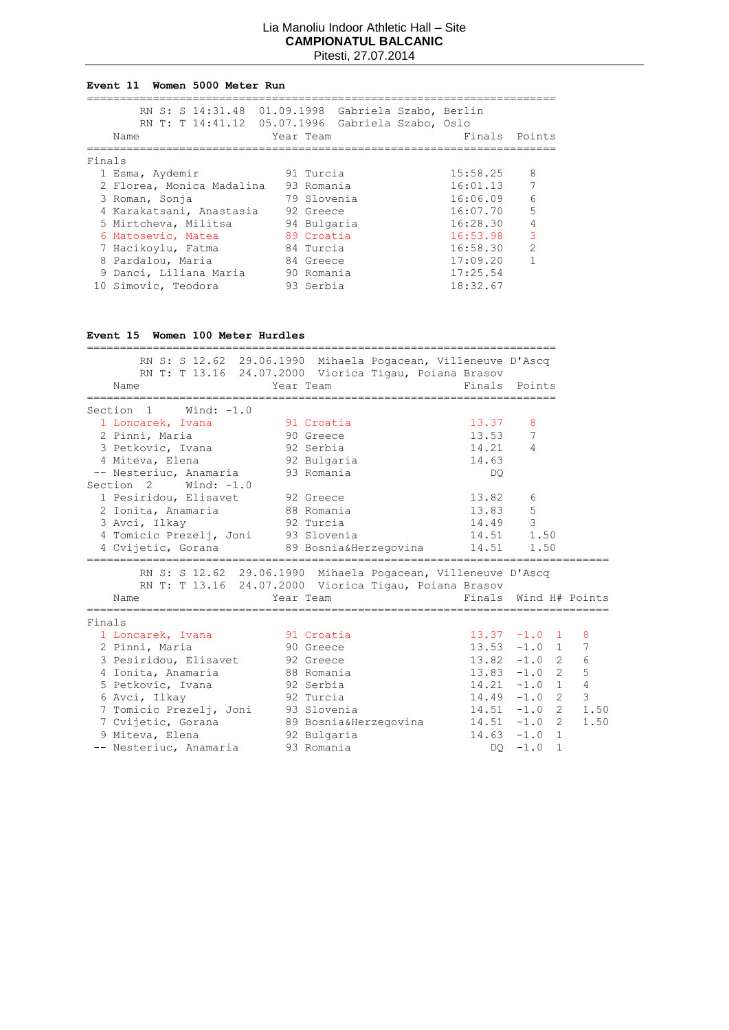Lia Manoliu Indoor Athletic Hall – Site
**CAMPIONATUL BALCANIC**
Pitesti, 27.07.2014

### Event 11 Women 5000 Meter Run

RN S: S 14:31.48 01.09.1998 Gabriela Szabo, Berlin
RN T: T 14:41.12 05.07.1996 Gabriela Szabo, Oslo

| | Name | Year | Team | Finals | Points |
|---|---|---|---|---|---|
| **Finals** | | | | | |
| 1 | Esma, Aydemir | 91 | Turcia | 15:58.25 | 8 |
| 2 | Florea, Monica Madalina | 93 | Romania | 16:01.13 | 7 |
| 3 | Roman, Sonja | 79 | Slovenia | 16:06.09 | 6 |
| 4 | Karakatsani, Anastasia | 92 | Greece | 16:07.70 | 5 |
| 5 | Mirtcheva, Militsa | 94 | Bulgaria | 16:28.30 | 4 |
| 6 | Matosevic, Matea | 89 | Croatia | 16:53.98 | 3 |
| 7 | Hacikoylu, Fatma | 84 | Turcia | 16:58.30 | 2 |
| 8 | Pardalou, Maria | 84 | Greece | 17:09.20 | 1 |
| 9 | Danci, Liliana Maria | 90 | Romania | 17:25.54 | |
| 10 | Simovic, Teodora | 93 | Serbia | 18:32.67 | |

### Event 15 Women 100 Meter Hurdles

RN S: S 12.62 29.06.1990 Mihaela Pogacean, Villeneuve D'Ascq
RN T: T 13.16 24.07.2000 Viorica Tigau, Poiana Brasov

| | Name | Year | Team | Finals | Points |
|---|---|---|---|---|---|
| **Section 1 Wind: -1.0** | | | | | |
| 1 | Loncarek, Ivana | 91 | Croatia | 13.37 | 8 |
| 2 | Pinni, Maria | 90 | Greece | 13.53 | 7 |
| 3 | Petkovic, Ivana | 92 | Serbia | 14.21 | 4 |
| 4 | Miteva, Elena | 92 | Bulgaria | 14.63 | |
| -- | Nesteriuc, Anamaria | 93 | Romania | DQ | |
| **Section 2 Wind: -1.0** | | | | | |
| 1 | Pesiridou, Elisavet | 92 | Greece | 13.82 | 6 |
| 2 | Ionita, Anamaria | 88 | Romania | 13.83 | 5 |
| 3 | Avci, Ilkay | 92 | Turcia | 14.49 | 3 |
| 4 | Tomicic Prezelj, Joni | 93 | Slovenia | 14.51 | 1.50 |
| 4 | Cvijetic, Gorana | 89 | Bosnia&Herzegovina | 14.51 | 1.50 |

RN S: S 12.62 29.06.1990 Mihaela Pogacean, Villeneuve D'Ascq
RN T: T 13.16 24.07.2000 Viorica Tigau, Poiana Brasov

| | Name | Year | Team | Finals | Wind | H# | Points |
|---|---|---|---|---|---|---|---|
| **Finals** | | | | | | | |
| 1 | Loncarek, Ivana | 91 | Croatia | 13.37 | -1.0 | 1 | 8 |
| 2 | Pinni, Maria | 90 | Greece | 13.53 | -1.0 | 1 | 7 |
| 3 | Pesiridou, Elisavet | 92 | Greece | 13.82 | -1.0 | 2 | 6 |
| 4 | Ionita, Anamaria | 88 | Romania | 13.83 | -1.0 | 2 | 5 |
| 5 | Petkovic, Ivana | 92 | Serbia | 14.21 | -1.0 | 1 | 4 |
| 6 | Avci, Ilkay | 92 | Turcia | 14.49 | -1.0 | 2 | 3 |
| 7 | Tomicic Prezelj, Joni | 93 | Slovenia | 14.51 | -1.0 | 2 | 1.50 |
| 7 | Cvijetic, Gorana | 89 | Bosnia&Herzegovina | 14.51 | -1.0 | 2 | 1.50 |
| 9 | Miteva, Elena | 92 | Bulgaria | 14.63 | -1.0 | 1 | |
| -- | Nesteriuc, Anamaria | 93 | Romania | DQ | -1.0 | 1 | |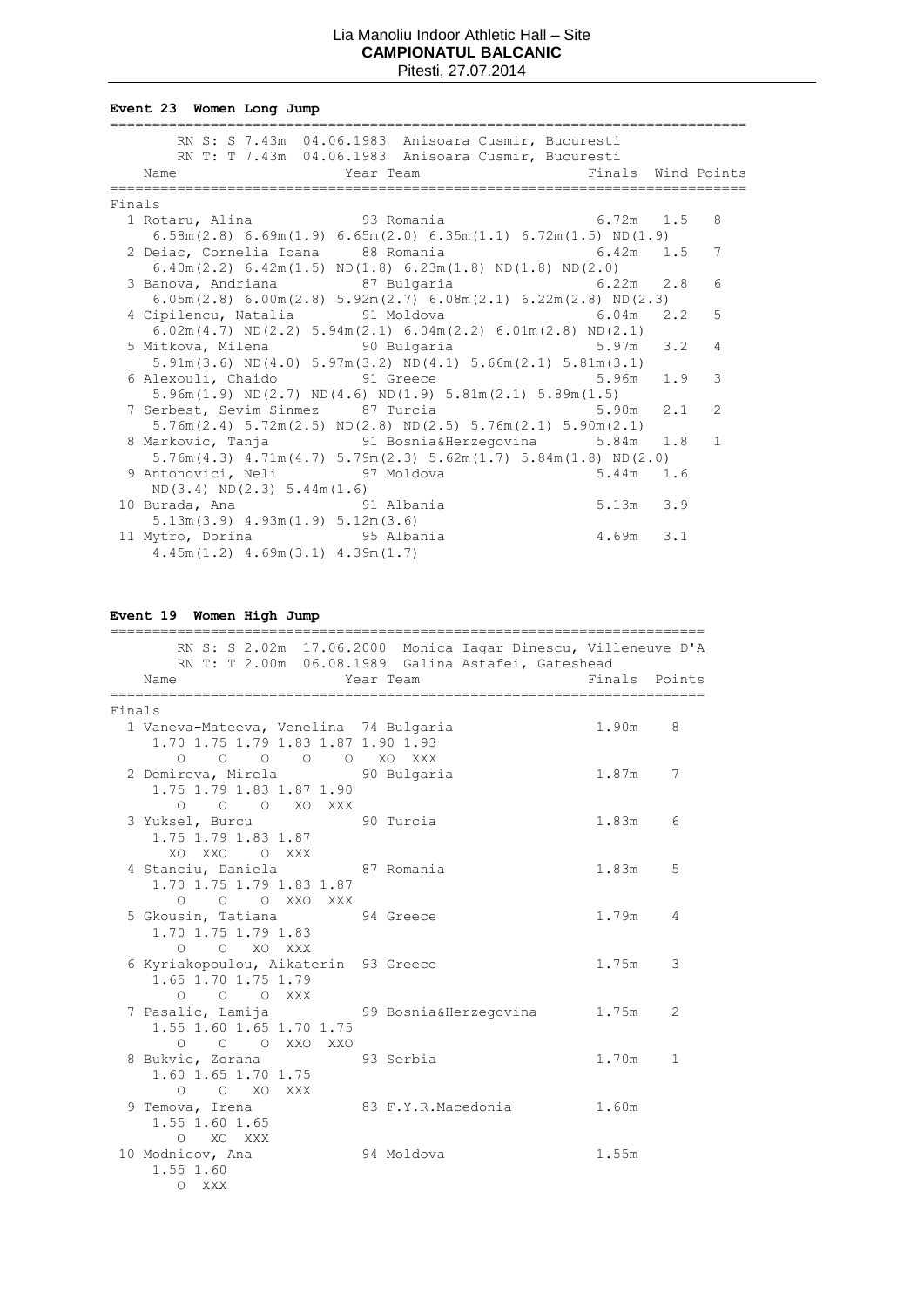## Event 23 Women Long Jump

RN S: S 7.43m 04.06.1983 Anisoara Cusmir, Bucuresti
RN T: T 7.43m 04.06.1983 Anisoara Cusmir, Bucuresti

### Finals

| Place | Name | Year | Team | Finals | Wind | Points |
|---|---|---|---|---|---|---|
| 1 | Rotaru, Alina | 93 | Romania | 6.72m | 1.5 | 8 |
| | 6.58m(2.8) 6.69m(1.9) 6.65m(2.0) 6.35m(1.1) 6.72m(1.5) ND(1.9) | | | | | |
| 2 | Deiac, Cornelia Ioana | 88 | Romania | 6.42m | 1.5 | 7 |
| | 6.40m(2.2) 6.42m(1.5) ND(1.8) 6.23m(1.8) ND(1.8) ND(2.0) | | | | | |
| 3 | Banova, Andriana | 87 | Bulgaria | 6.22m | 2.8 | 6 |
| | 6.05m(2.8) 6.00m(2.8) 5.92m(2.7) 6.08m(2.1) 6.22m(2.8) ND(2.3) | | | | | |
| 4 | Cipilencu, Natalia | 91 | Moldova | 6.04m | 2.2 | 5 |
| | 6.02m(4.7) ND(2.2) 5.94m(2.1) 6.04m(2.2) 6.01m(2.8) ND(2.1) | | | | | |
| 5 | Mitkova, Milena | 90 | Bulgaria | 5.97m | 3.2 | 4 |
| | 5.91m(3.6) ND(4.0) 5.97m(3.2) ND(4.1) 5.66m(2.1) 5.81m(3.1) | | | | | |
| 6 | Alexouli, Chaido | 91 | Greece | 5.96m | 1.9 | 3 |
| | 5.96m(1.9) ND(2.7) ND(4.6) ND(1.9) 5.81m(2.1) 5.89m(1.5) | | | | | |
| 7 | Serbest, Sevim Sinmez | 87 | Turcia | 5.90m | 2.1 | 2 |
| | 5.76m(2.4) 5.72m(2.5) ND(2.8) ND(2.5) 5.76m(2.1) 5.90m(2.1) | | | | | |
| 8 | Markovic, Tanja | 91 | Bosnia&Herzegovina | 5.84m | 1.8 | 1 |
| | 5.76m(4.3) 4.71m(4.7) 5.79m(2.3) 5.62m(1.7) 5.84m(1.8) ND(2.0) | | | | | |
| 9 | Antonovici, Neli | 97 | Moldova | 5.44m | 1.6 | |
| | ND(3.4) ND(2.3) 5.44m(1.6) | | | | | |
| 10 | Burada, Ana | 91 | Albania | 5.13m | 3.9 | |
| | 5.13m(3.9) 4.93m(1.9) 5.12m(3.6) | | | | | |
| 11 | Mytro, Dorina | 95 | Albania | 4.69m | 3.1 | |
| | 4.45m(1.2) 4.69m(3.1) 4.39m(1.7) | | | | | |

## Event 19 Women High Jump

RN S: S 2.02m 17.06.2000 Monica Iagar Dinescu, Villeneuve D'A
RN T: T 2.00m 06.08.1989 Galina Astafei, Gateshead

### Finals

| Place | Name | Year | Team | Finals | Points |
|---|---|---|---|---|---|
| 1 | Vaneva-Mateeva, Venelina | 74 | Bulgaria | 1.90m | 8 |
| | 1.70 O, 1.75 O, 1.79 O, 1.83 O, 1.87 O, 1.90 XO, 1.93 XXX | | | | |
| 2 | Demireva, Mirela | 90 | Bulgaria | 1.87m | 7 |
| | 1.75 O, 1.79 O, 1.83 O, 1.87 XO, 1.90 XXX | | | | |
| 3 | Yuksel, Burcu | 90 | Turcia | 1.83m | 6 |
| | 1.75 XO, 1.79 XXO, 1.83 O, 1.87 XXX | | | | |
| 4 | Stanciu, Daniela | 87 | Romania | 1.83m | 5 |
| | 1.70 O, 1.75 O, 1.79 O, 1.83 XXO, 1.87 XXX | | | | |
| 5 | Gkousin, Tatiana | 94 | Greece | 1.79m | 4 |
| | 1.70 O, 1.75 O, 1.79 XO, 1.83 XXX | | | | |
| 6 | Kyriakopoulou, Aikaterin | 93 | Greece | 1.75m | 3 |
| | 1.65 O, 1.70 O, 1.75 O, 1.79 XXX | | | | |
| 7 | Pasalic, Lamija | 99 | Bosnia&Herzegovina | 1.75m | 2 |
| | 1.55 O, 1.60 O, 1.65 O, 1.70 XXO, 1.75 XXO | | | | |
| 8 | Bukvic, Zorana | 93 | Serbia | 1.70m | 1 |
| | 1.60 O, 1.65 O, 1.70 XO, 1.75 XXX | | | | |
| 9 | Temova, Irena | 83 | F.Y.R.Macedonia | 1.60m | |
| | 1.55 O, 1.60 XO, 1.65 XXX | | | | |
| 10 | Modnicov, Ana | 94 | Moldova | 1.55m | |
| | 1.55 O, 1.60 XXX | | | | |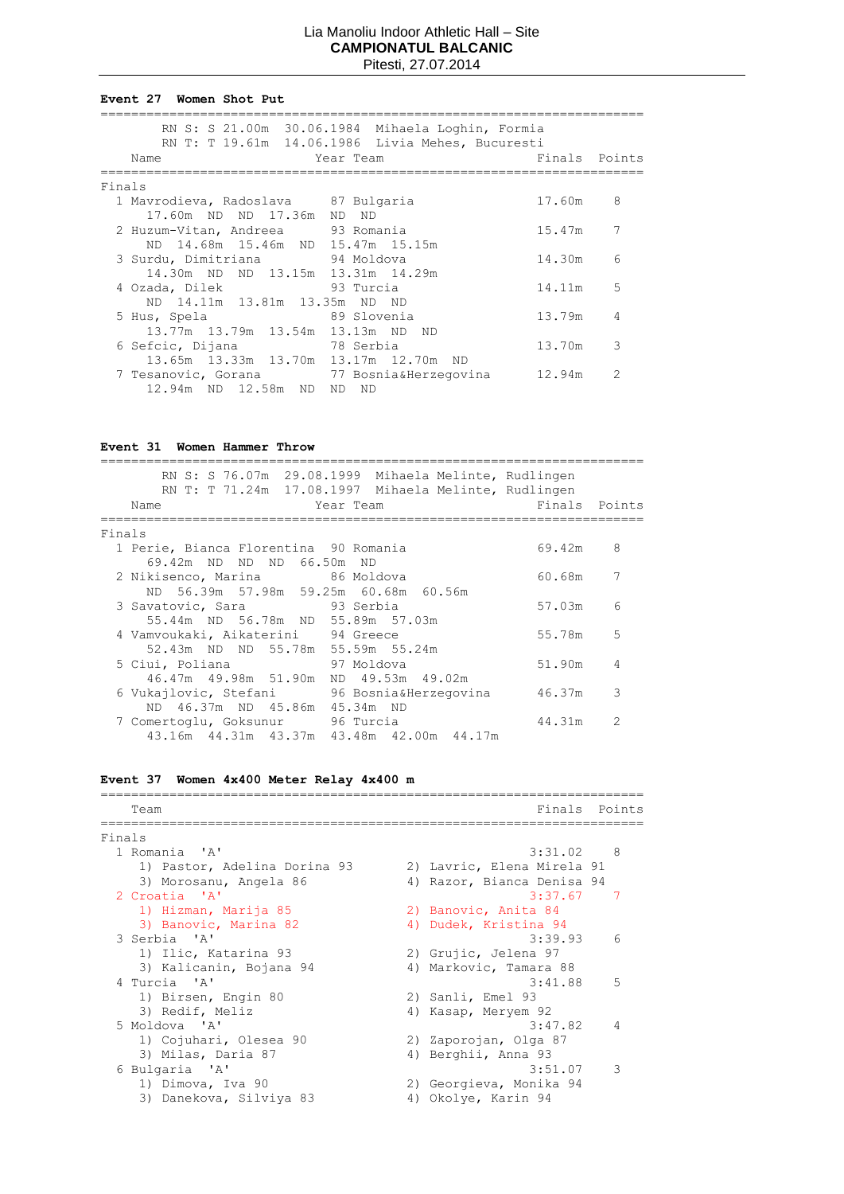Lia Manoliu Indoor Athletic Hall – Site
**CAMPIONATUL BALCANIC**
Pitesti, 27.07.2014

### Event 27 Women Shot Put

RN S: S 21.00m 30.06.1984 Mihaela Loghin, Formia
RN T: T 19.61m 14.06.1986 Livia Mehes, Bucuresti

**Finals**

| Place | Name | Year | Team | Finals | Points |
|---|---|---|---|---|---|
| 1 | Mavrodieva, Radoslava | 87 | Bulgaria | 17.60m | 8 |
| | 17.60m ND ND 17.36m ND ND | | | | |
| 2 | Huzum-Vitan, Andreea | 93 | Romania | 15.47m | 7 |
| | ND 14.68m 15.46m ND 15.47m 15.15m | | | | |
| 3 | Surdu, Dimitriana | 94 | Moldova | 14.30m | 6 |
| | 14.30m ND ND 13.15m 13.31m 14.29m | | | | |
| 4 | Ozada, Dilek | 93 | Turcia | 14.11m | 5 |
| | ND 14.11m 13.81m 13.35m ND ND | | | | |
| 5 | Hus, Spela | 89 | Slovenia | 13.79m | 4 |
| | 13.77m 13.79m 13.54m 13.13m ND ND | | | | |
| 6 | Sefcic, Dijana | 78 | Serbia | 13.70m | 3 |
| | 13.65m 13.33m 13.70m 13.17m 12.70m ND | | | | |
| 7 | Tesanovic, Gorana | 77 | Bosnia&Herzegovina | 12.94m | 2 |
| | 12.94m ND 12.58m ND ND ND | | | | |

### Event 31 Women Hammer Throw

RN S: S 76.07m 29.08.1999 Mihaela Melinte, Rudlingen
RN T: T 71.24m 17.08.1997 Mihaela Melinte, Rudlingen

**Finals**

| Place | Name | Year | Team | Finals | Points |
|---|---|---|---|---|---|
| 1 | Perie, Bianca Florentina | 90 | Romania | 69.42m | 8 |
| | 69.42m ND ND ND 66.50m ND | | | | |
| 2 | Nikisenco, Marina | 86 | Moldova | 60.68m | 7 |
| | ND 56.39m 57.98m 59.25m 60.68m 60.56m | | | | |
| 3 | Savatovic, Sara | 93 | Serbia | 57.03m | 6 |
| | 55.44m ND 56.78m ND 55.89m 57.03m | | | | |
| 4 | Vamvoukaki, Aikaterini | 94 | Greece | 55.78m | 5 |
| | 52.43m ND ND 55.78m 55.59m 55.24m | | | | |
| 5 | Ciui, Poliana | 97 | Moldova | 51.90m | 4 |
| | 46.47m 49.98m 51.90m ND 49.53m 49.02m | | | | |
| 6 | Vukajlovic, Stefani | 96 | Bosnia&Herzegovina | 46.37m | 3 |
| | ND 46.37m ND 45.86m 45.34m ND | | | | |
| 7 | Comertoglu, Goksunur | 96 | Turcia | 44.31m | 2 |
| | 43.16m 44.31m 43.37m 43.48m 42.00m 44.17m | | | | |

### Event 37 Women 4x400 Meter Relay 4x400 m

**Finals**

| Place | Team | Finals | Points |
|---|---|---|---|
| 1 | Romania 'A' | 3:31.02 | 8 |
| | 1) Pastor, Adelina Dorina 93; 2) Lavric, Elena Mirela 91; 3) Morosanu, Angela 86; 4) Razor, Bianca Denisa 94 | | |
| 2 | Croatia 'A' | 3:37.67 | 7 |
| | 1) Hizman, Marija 85; 2) Banovic, Anita 84; 3) Banovic, Marina 82; 4) Dudek, Kristina 94 | | |
| 3 | Serbia 'A' | 3:39.93 | 6 |
| | 1) Ilic, Katarina 93; 2) Grujic, Jelena 97; 3) Kalicanin, Bojana 94; 4) Markovic, Tamara 88 | | |
| 4 | Turcia 'A' | 3:41.88 | 5 |
| | 1) Birsen, Engin 80; 2) Sanli, Emel 93; 3) Redif, Meliz; 4) Kasap, Meryem 92 | | |
| 5 | Moldova 'A' | 3:47.82 | 4 |
| | 1) Cojuhari, Olesea 90; 2) Zaporojan, Olga 87; 3) Milas, Daria 87; 4) Berghii, Anna 93 | | |
| 6 | Bulgaria 'A' | 3:51.07 | 3 |
| | 1) Dimova, Iva 90; 2) Georgieva, Monika 94; 3) Danekova, Silviya 83; 4) Okolye, Karin 94 | | |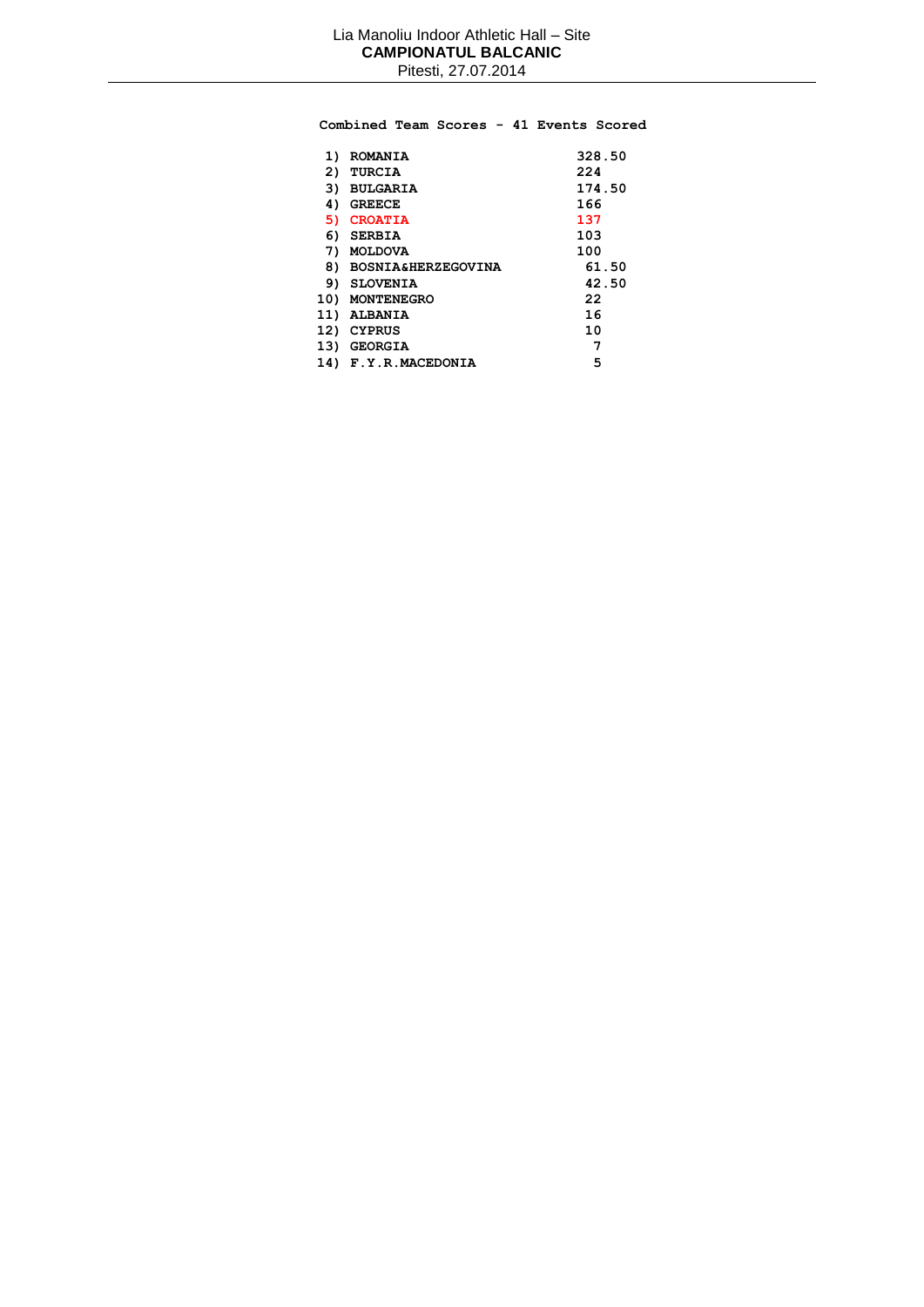Lia Manoliu Indoor Athletic Hall – Site
**CAMPIONATUL BALCANIC**
Pitesti, 27.07.2014

**Combined Team Scores - 41 Events Scored**

| | | |
|---|---|---|
| 1) | ROMANIA | 328.50 |
| 2) | TURCIA | 224 |
| 3) | BULGARIA | 174.50 |
| 4) | GREECE | 166 |
| 5) | CROATIA | 137 |
| 6) | SERBIA | 103 |
| 7) | MOLDOVA | 100 |
| 8) | BOSNIA&HERZEGOVINA | 61.50 |
| 9) | SLOVENIA | 42.50 |
| 10) | MONTENEGRO | 22 |
| 11) | ALBANIA | 16 |
| 12) | CYPRUS | 10 |
| 13) | GEORGIA | 7 |
| 14) | F.Y.R.MACEDONIA | 5 |